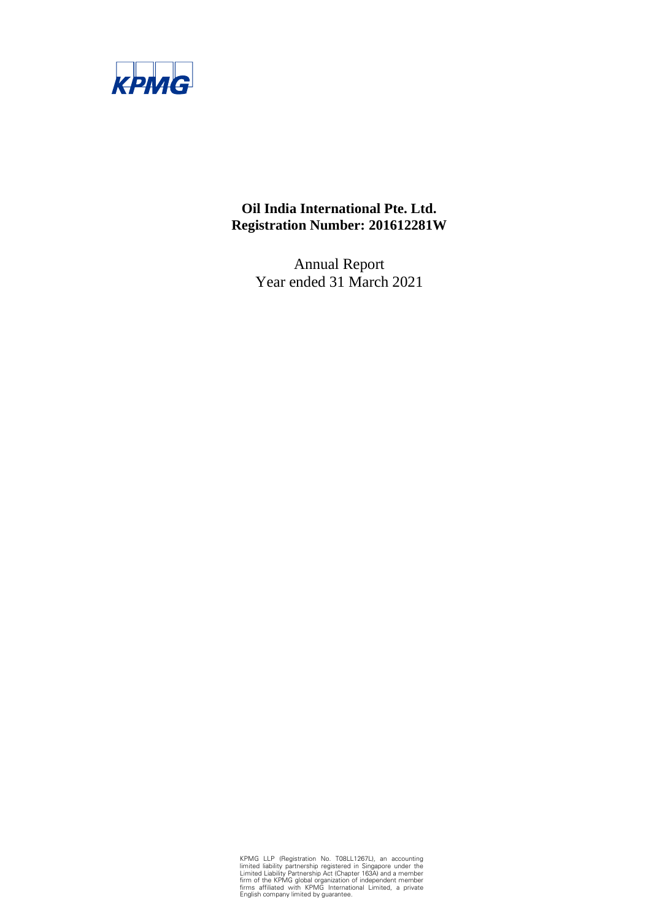KPMG

**Oil India International Pte. Ltd.**
**Registration Number: 201612281W**

Annual Report
Year ended 31 March 2021

KPMG LLP (Registration No. T08LL1267L), an accounting limited liability partnership registered in Singapore under the Limited Liability Partnership Act (Chapter 163A) and a member firm of the KPMG global organization of independent member firms affiliated with KPMG International Limited, a private English company limited by guarantee.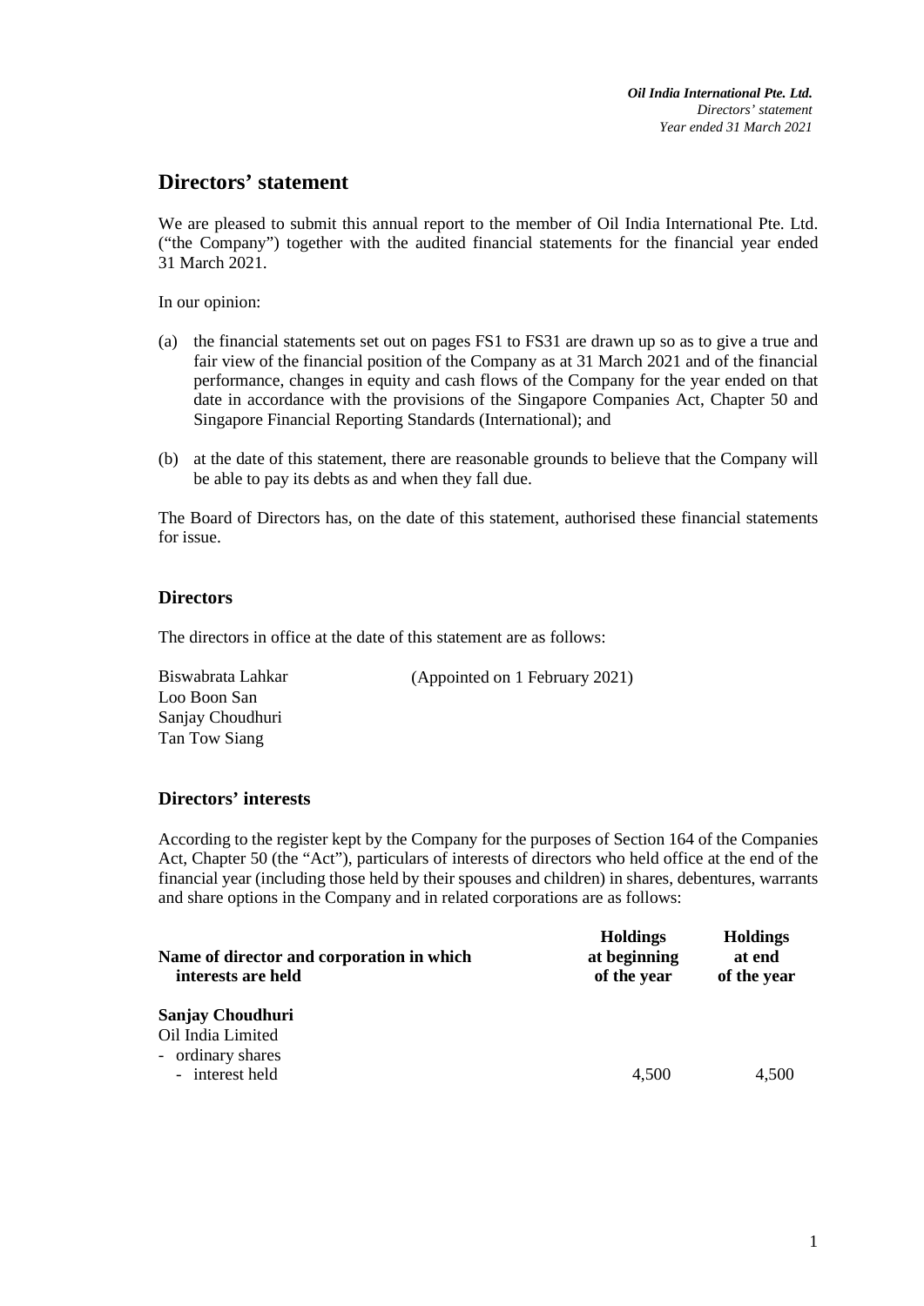# Directors' statement

We are pleased to submit this annual report to the member of Oil India International Pte. Ltd. ("the Company") together with the audited financial statements for the financial year ended 31 March 2021.

In our opinion:

(a) the financial statements set out on pages FS1 to FS31 are drawn up so as to give a true and fair view of the financial position of the Company as at 31 March 2021 and of the financial performance, changes in equity and cash flows of the Company for the year ended on that date in accordance with the provisions of the Singapore Companies Act, Chapter 50 and Singapore Financial Reporting Standards (International); and

(b) at the date of this statement, there are reasonable grounds to believe that the Company will be able to pay its debts as and when they fall due.

The Board of Directors has, on the date of this statement, authorised these financial statements for issue.

## Directors

The directors in office at the date of this statement are as follows:

Biswabrata Lahkar (Appointed on 1 February 2021)
Loo Boon San
Sanjay Choudhuri
Tan Tow Siang

## Directors' interests

According to the register kept by the Company for the purposes of Section 164 of the Companies Act, Chapter 50 (the "Act"), particulars of interests of directors who held office at the end of the financial year (including those held by their spouses and children) in shares, debentures, warrants and share options in the Company and in related corporations are as follows:

| Name of director and corporation in which interests are held | Holdings at beginning of the year | Holdings at end of the year |
|---|---|---|
| **Sanjay Choudhuri** | | |
| Oil India Limited | | |
| - ordinary shares | | |
| - interest held | 4,500 | 4,500 |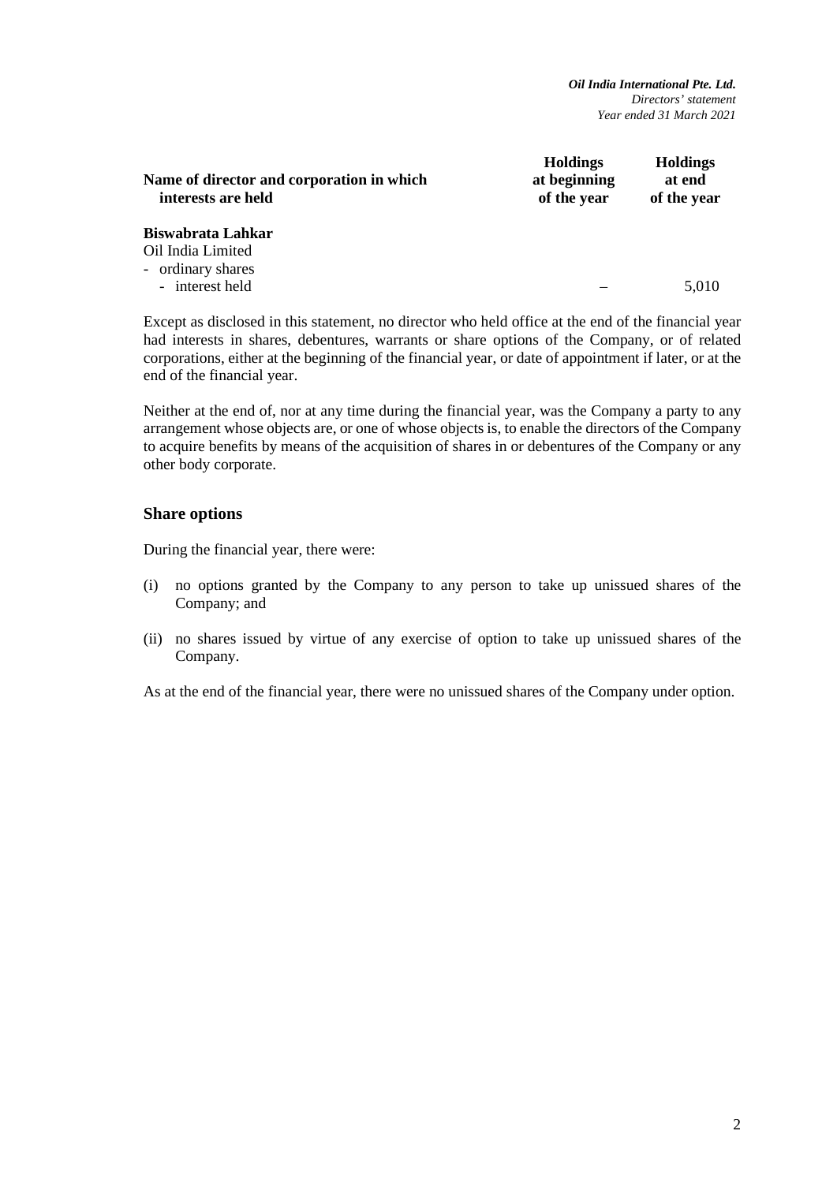| Name of director and corporation in which interests are held | Holdings at beginning of the year | Holdings at end of the year |
|---|---|---|
| **Biswabrata Lahkar** | | |
| Oil India Limited | | |
| - ordinary shares | | |
| - interest held | – | 5,010 |

Except as disclosed in this statement, no director who held office at the end of the financial year had interests in shares, debentures, warrants or share options of the Company, or of related corporations, either at the beginning of the financial year, or date of appointment if later, or at the end of the financial year.

Neither at the end of, nor at any time during the financial year, was the Company a party to any arrangement whose objects are, or one of whose objects is, to enable the directors of the Company to acquire benefits by means of the acquisition of shares in or debentures of the Company or any other body corporate.

## Share options

During the financial year, there were:

(i) no options granted by the Company to any person to take up unissued shares of the Company; and

(ii) no shares issued by virtue of any exercise of option to take up unissued shares of the Company.

As at the end of the financial year, there were no unissued shares of the Company under option.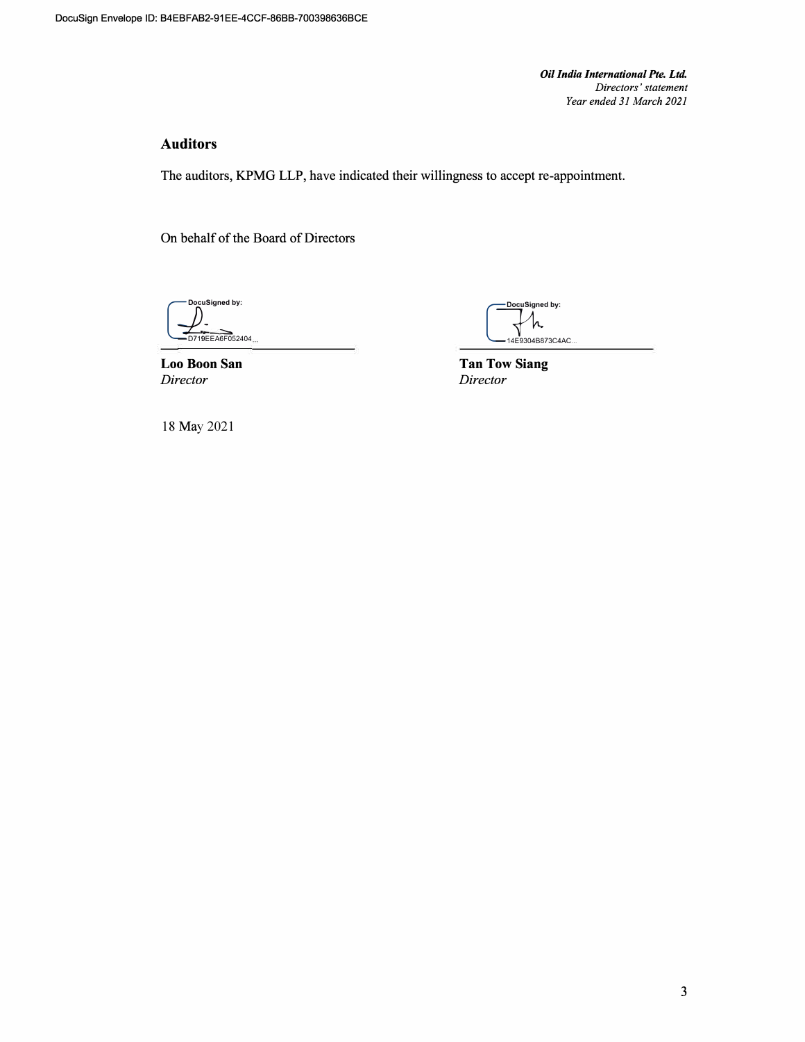## Auditors

The auditors, KPMG LLP, have indicated their willingness to accept re-appointment.

On behalf of the Board of Directors

| | |
|---|---|
| DocuSigned by: D719EEA6F052404... | DocuSigned by: 14E9304B873C4AC... |
| **Loo Boon San** | **Tan Tow Siang** |
| *Director* | *Director* |

18 May 2021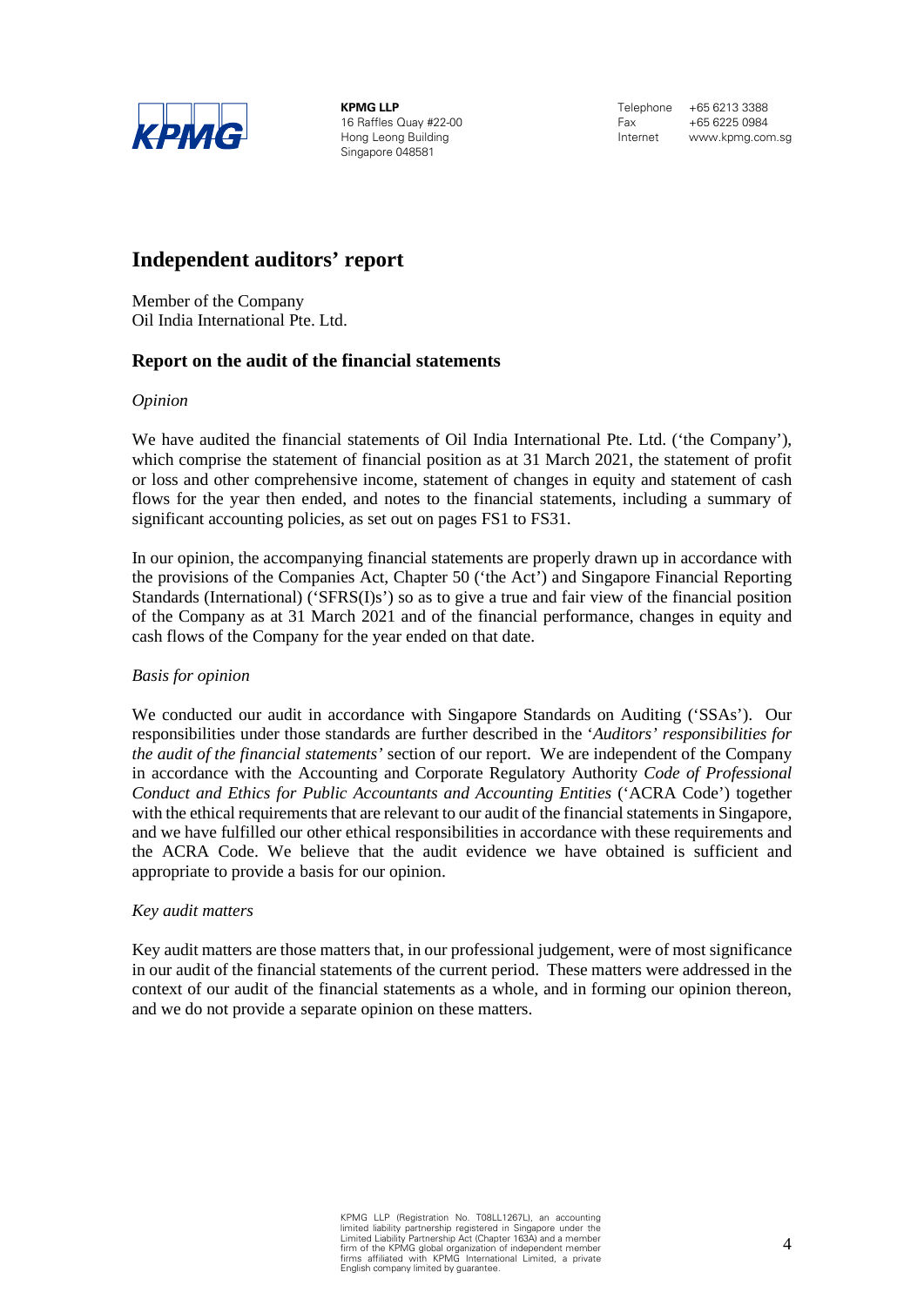**KPMG LLP**
16 Raffles Quay #22-00
Hong Leong Building
Singapore 048581

Telephone +65 6213 3388
Fax +65 6225 0984
Internet www.kpmg.com.sg

# Independent auditors' report

Member of the Company
Oil India International Pte. Ltd.

## Report on the audit of the financial statements

*Opinion*

We have audited the financial statements of Oil India International Pte. Ltd. ('the Company'), which comprise the statement of financial position as at 31 March 2021, the statement of profit or loss and other comprehensive income, statement of changes in equity and statement of cash flows for the year then ended, and notes to the financial statements, including a summary of significant accounting policies, as set out on pages FS1 to FS31.

In our opinion, the accompanying financial statements are properly drawn up in accordance with the provisions of the Companies Act, Chapter 50 ('the Act') and Singapore Financial Reporting Standards (International) ('SFRS(I)s') so as to give a true and fair view of the financial position of the Company as at 31 March 2021 and of the financial performance, changes in equity and cash flows of the Company for the year ended on that date.

*Basis for opinion*

We conducted our audit in accordance with Singapore Standards on Auditing ('SSAs'). Our responsibilities under those standards are further described in the '*Auditors' responsibilities for the audit of the financial statements*' section of our report. We are independent of the Company in accordance with the Accounting and Corporate Regulatory Authority *Code of Professional Conduct and Ethics for Public Accountants and Accounting Entities* ('ACRA Code') together with the ethical requirements that are relevant to our audit of the financial statements in Singapore, and we have fulfilled our other ethical responsibilities in accordance with these requirements and the ACRA Code. We believe that the audit evidence we have obtained is sufficient and appropriate to provide a basis for our opinion.

*Key audit matters*

Key audit matters are those matters that, in our professional judgement, were of most significance in our audit of the financial statements of the current period. These matters were addressed in the context of our audit of the financial statements as a whole, and in forming our opinion thereon, and we do not provide a separate opinion on these matters.

KPMG LLP (Registration No. T08LL1267L), an accounting limited liability partnership registered in Singapore under the Limited Liability Partnership Act (Chapter 163A) and a member firm of the KPMG global organization of independent member firms affiliated with KPMG International Limited, a private English company limited by guarantee.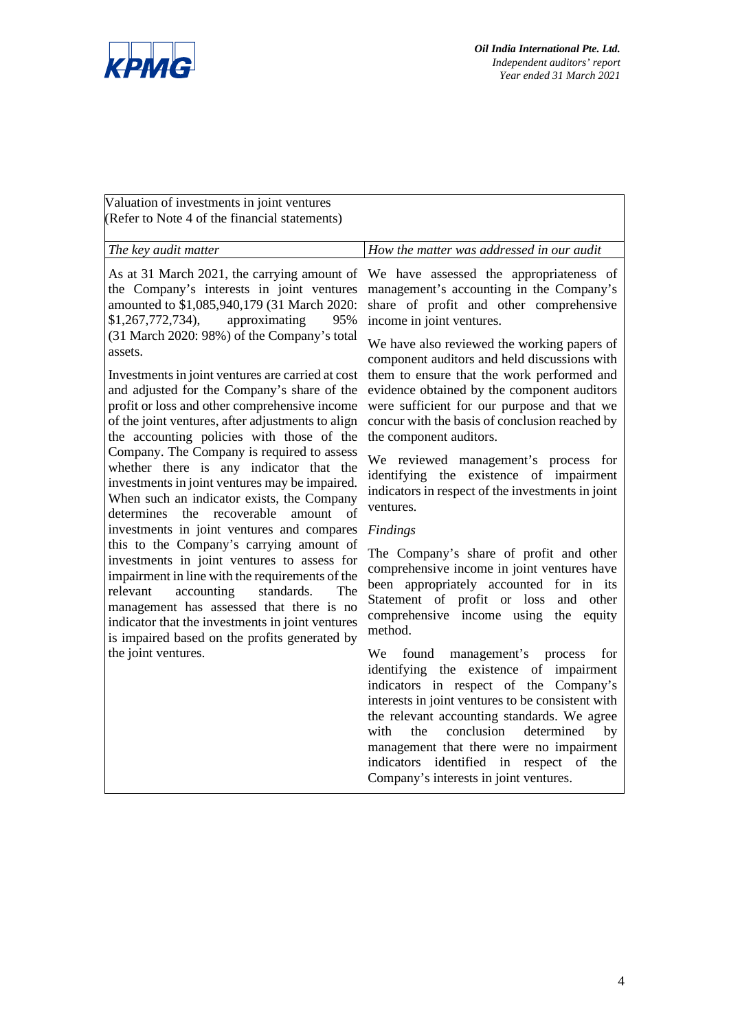| Valuation of investments in joint ventures (Refer to Note 4 of the financial statements) | |
|---|---|
| *The key audit matter* | *How the matter was addressed in our audit* |
| As at 31 March 2021, the carrying amount of the Company's interests in joint ventures amounted to $1,085,940,179 (31 March 2020: $1,267,772,734), approximating 95% (31 March 2020: 98%) of the Company's total assets.<br><br>Investments in joint ventures are carried at cost and adjusted for the Company's share of the profit or loss and other comprehensive income of the joint ventures, after adjustments to align the accounting policies with those of the Company. The Company is required to assess whether there is any indicator that the investments in joint ventures may be impaired. When such an indicator exists, the Company determines the recoverable amount of investments in joint ventures and compares this to the Company's carrying amount of investments in joint ventures to assess for impairment in line with the requirements of the relevant accounting standards. The management has assessed that there is no indicator that the investments in joint ventures is impaired based on the profits generated by the joint ventures. | We have assessed the appropriateness of management's accounting in the Company's share of profit and other comprehensive income in joint ventures.<br><br>We have also reviewed the working papers of component auditors and held discussions with them to ensure that the work performed and evidence obtained by the component auditors were sufficient for our purpose and that we concur with the basis of conclusion reached by the component auditors.<br><br>We reviewed management's process for identifying the existence of impairment indicators in respect of the investments in joint ventures.<br><br>*Findings*<br><br>The Company's share of profit and other comprehensive income in joint ventures have been appropriately accounted for in its Statement of profit or loss and other comprehensive income using the equity method.<br><br>We found management's process for identifying the existence of impairment indicators in respect of the Company's interests in joint ventures to be consistent with the relevant accounting standards. We agree with the conclusion determined by management that there were no impairment indicators identified in respect of the Company's interests in joint ventures. |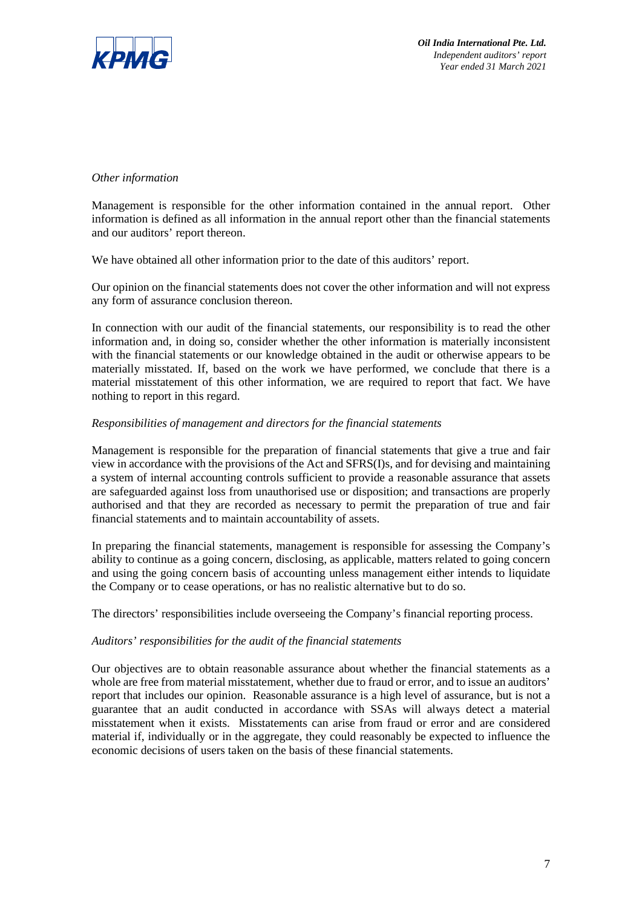*Other information*

Management is responsible for the other information contained in the annual report. Other information is defined as all information in the annual report other than the financial statements and our auditors' report thereon.

We have obtained all other information prior to the date of this auditors' report.

Our opinion on the financial statements does not cover the other information and will not express any form of assurance conclusion thereon.

In connection with our audit of the financial statements, our responsibility is to read the other information and, in doing so, consider whether the other information is materially inconsistent with the financial statements or our knowledge obtained in the audit or otherwise appears to be materially misstated. If, based on the work we have performed, we conclude that there is a material misstatement of this other information, we are required to report that fact. We have nothing to report in this regard.

*Responsibilities of management and directors for the financial statements*

Management is responsible for the preparation of financial statements that give a true and fair view in accordance with the provisions of the Act and SFRS(I)s, and for devising and maintaining a system of internal accounting controls sufficient to provide a reasonable assurance that assets are safeguarded against loss from unauthorised use or disposition; and transactions are properly authorised and that they are recorded as necessary to permit the preparation of true and fair financial statements and to maintain accountability of assets.

In preparing the financial statements, management is responsible for assessing the Company's ability to continue as a going concern, disclosing, as applicable, matters related to going concern and using the going concern basis of accounting unless management either intends to liquidate the Company or to cease operations, or has no realistic alternative but to do so.

The directors' responsibilities include overseeing the Company's financial reporting process.

*Auditors' responsibilities for the audit of the financial statements*

Our objectives are to obtain reasonable assurance about whether the financial statements as a whole are free from material misstatement, whether due to fraud or error, and to issue an auditors' report that includes our opinion. Reasonable assurance is a high level of assurance, but is not a guarantee that an audit conducted in accordance with SSAs will always detect a material misstatement when it exists. Misstatements can arise from fraud or error and are considered material if, individually or in the aggregate, they could reasonably be expected to influence the economic decisions of users taken on the basis of these financial statements.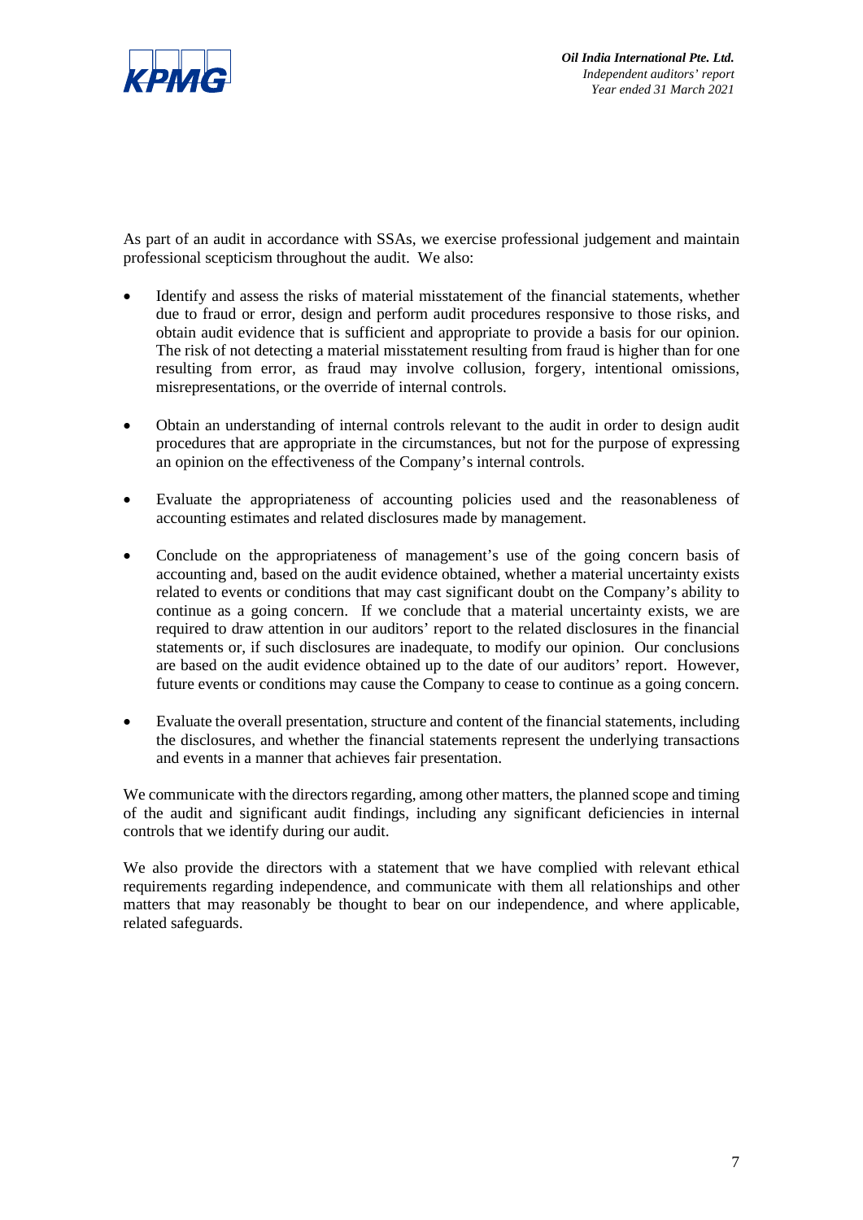As part of an audit in accordance with SSAs, we exercise professional judgement and maintain professional scepticism throughout the audit. We also:

- Identify and assess the risks of material misstatement of the financial statements, whether due to fraud or error, design and perform audit procedures responsive to those risks, and obtain audit evidence that is sufficient and appropriate to provide a basis for our opinion. The risk of not detecting a material misstatement resulting from fraud is higher than for one resulting from error, as fraud may involve collusion, forgery, intentional omissions, misrepresentations, or the override of internal controls.

- Obtain an understanding of internal controls relevant to the audit in order to design audit procedures that are appropriate in the circumstances, but not for the purpose of expressing an opinion on the effectiveness of the Company's internal controls.

- Evaluate the appropriateness of accounting policies used and the reasonableness of accounting estimates and related disclosures made by management.

- Conclude on the appropriateness of management's use of the going concern basis of accounting and, based on the audit evidence obtained, whether a material uncertainty exists related to events or conditions that may cast significant doubt on the Company's ability to continue as a going concern. If we conclude that a material uncertainty exists, we are required to draw attention in our auditors' report to the related disclosures in the financial statements or, if such disclosures are inadequate, to modify our opinion. Our conclusions are based on the audit evidence obtained up to the date of our auditors' report. However, future events or conditions may cause the Company to cease to continue as a going concern.

- Evaluate the overall presentation, structure and content of the financial statements, including the disclosures, and whether the financial statements represent the underlying transactions and events in a manner that achieves fair presentation.

We communicate with the directors regarding, among other matters, the planned scope and timing of the audit and significant audit findings, including any significant deficiencies in internal controls that we identify during our audit.

We also provide the directors with a statement that we have complied with relevant ethical requirements regarding independence, and communicate with them all relationships and other matters that may reasonably be thought to bear on our independence, and where applicable, related safeguards.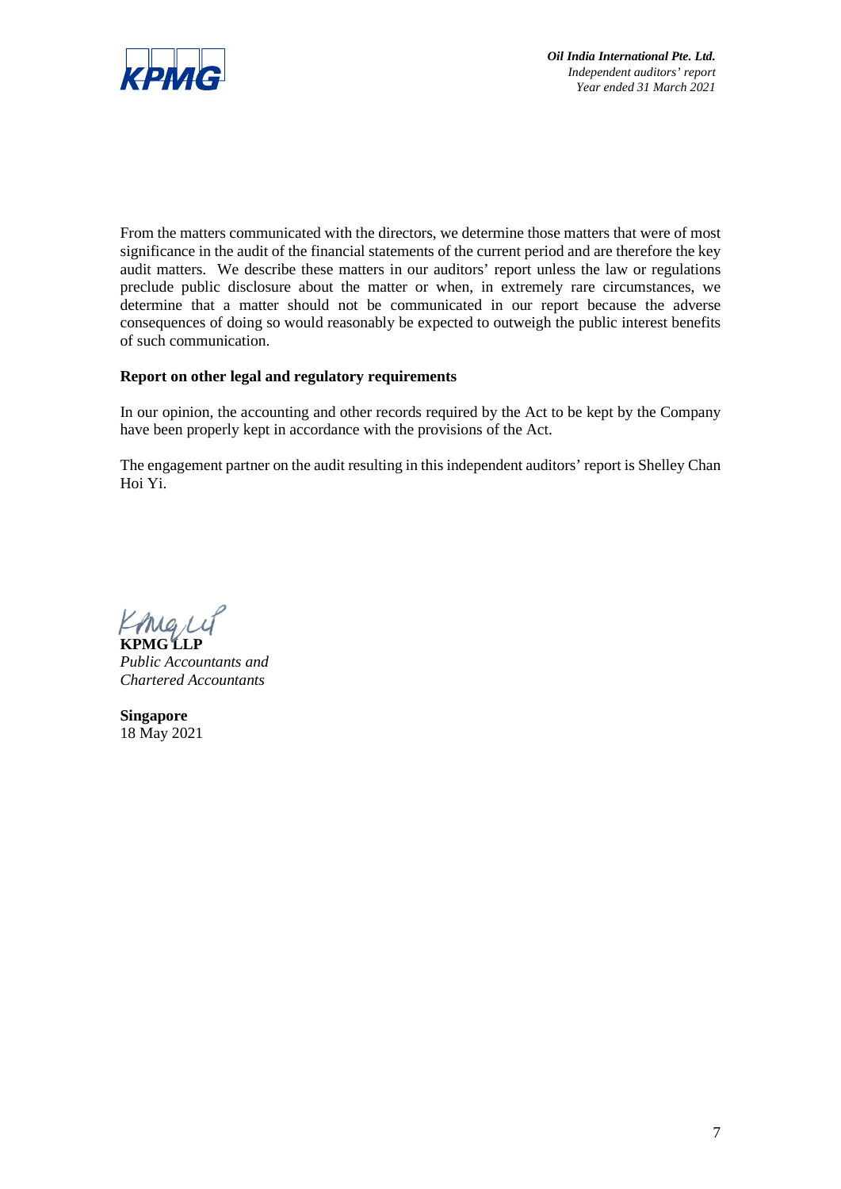From the matters communicated with the directors, we determine those matters that were of most significance in the audit of the financial statements of the current period and are therefore the key audit matters. We describe these matters in our auditors' report unless the law or regulations preclude public disclosure about the matter or when, in extremely rare circumstances, we determine that a matter should not be communicated in our report because the adverse consequences of doing so would reasonably be expected to outweigh the public interest benefits of such communication.

**Report on other legal and regulatory requirements**

In our opinion, the accounting and other records required by the Act to be kept by the Company have been properly kept in accordance with the provisions of the Act.

The engagement partner on the audit resulting in this independent auditors' report is Shelley Chan Hoi Yi.

**KPMG LLP**
*Public Accountants and*
*Chartered Accountants*

**Singapore**
18 May 2021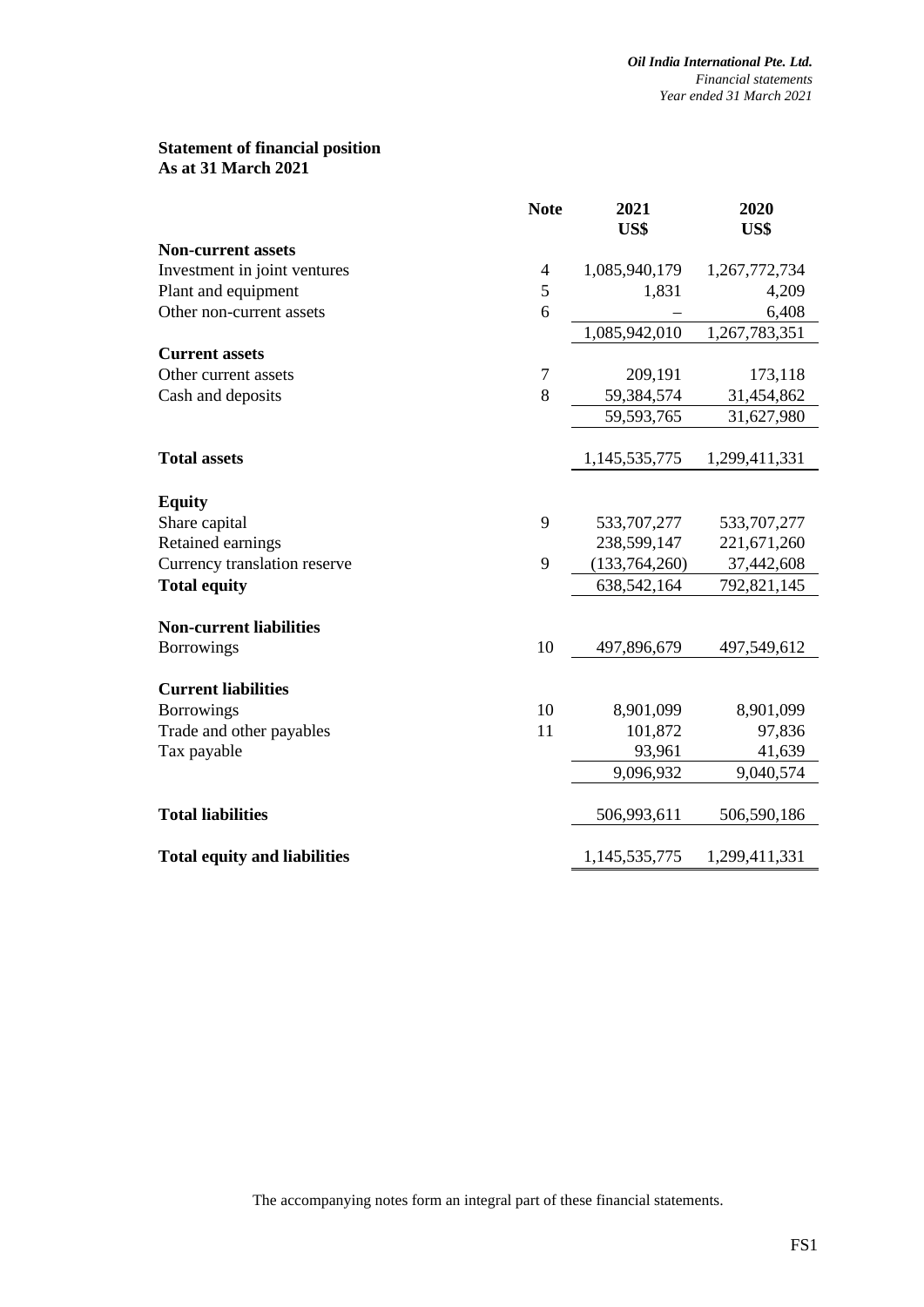## Statement of financial position
## As at 31 March 2021

| | Note | 2021 US$ | 2020 US$ |
|---|---|---|---|
| **Non-current assets** | | | |
| Investment in joint ventures | 4 | 1,085,940,179 | 1,267,772,734 |
| Plant and equipment | 5 | 1,831 | 4,209 |
| Other non-current assets | 6 | – | 6,408 |
| | | 1,085,942,010 | 1,267,783,351 |
| **Current assets** | | | |
| Other current assets | 7 | 209,191 | 173,118 |
| Cash and deposits | 8 | 59,384,574 | 31,454,862 |
| | | 59,593,765 | 31,627,980 |
| **Total assets** | | 1,145,535,775 | 1,299,411,331 |
| **Equity** | | | |
| Share capital | 9 | 533,707,277 | 533,707,277 |
| Retained earnings | | 238,599,147 | 221,671,260 |
| Currency translation reserve | 9 | (133,764,260) | 37,442,608 |
| **Total equity** | | 638,542,164 | 792,821,145 |
| **Non-current liabilities** | | | |
| Borrowings | 10 | 497,896,679 | 497,549,612 |
| **Current liabilities** | | | |
| Borrowings | 10 | 8,901,099 | 8,901,099 |
| Trade and other payables | 11 | 101,872 | 97,836 |
| Tax payable | | 93,961 | 41,639 |
| | | 9,096,932 | 9,040,574 |
| **Total liabilities** | | 506,993,611 | 506,590,186 |
| **Total equity and liabilities** | | 1,145,535,775 | 1,299,411,331 |

The accompanying notes form an integral part of these financial statements.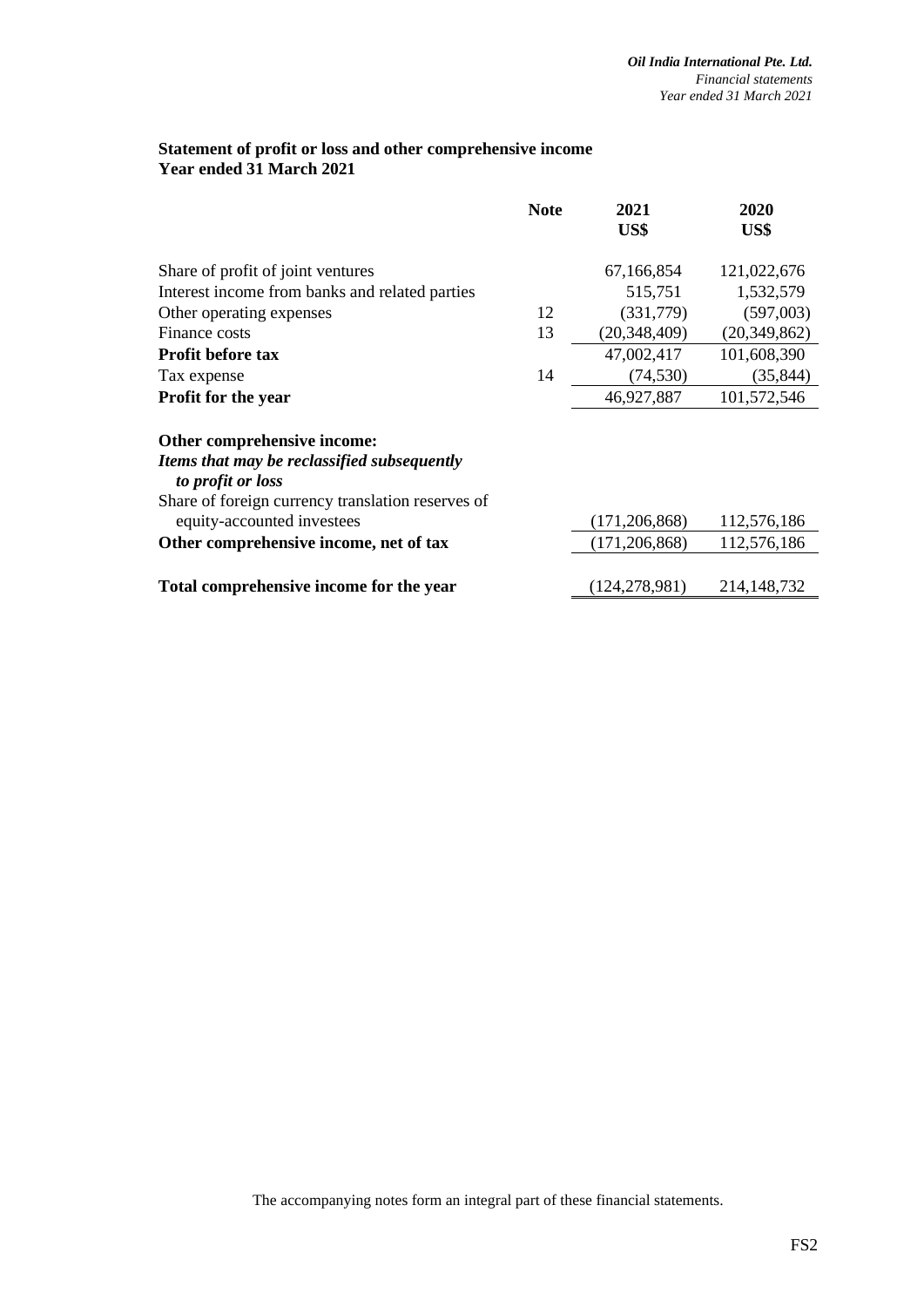## Statement of profit or loss and other comprehensive income
## Year ended 31 March 2021

| | Note | 2021 US$ | 2020 US$ |
|---|---|---|---|
| Share of profit of joint ventures | | 67,166,854 | 121,022,676 |
| Interest income from banks and related parties | | 515,751 | 1,532,579 |
| Other operating expenses | 12 | (331,779) | (597,003) |
| Finance costs | 13 | (20,348,409) | (20,349,862) |
| **Profit before tax** | | 47,002,417 | 101,608,390 |
| Tax expense | 14 | (74,530) | (35,844) |
| **Profit for the year** | | 46,927,887 | 101,572,546 |
| | | | |
| **Other comprehensive income:** | | | |
| ***Items that may be reclassified subsequently to profit or loss*** | | | |
| Share of foreign currency translation reserves of equity-accounted investees | | (171,206,868) | 112,576,186 |
| **Other comprehensive income, net of tax** | | (171,206,868) | 112,576,186 |
| | | | |
| **Total comprehensive income for the year** | | (124,278,981) | 214,148,732 |

The accompanying notes form an integral part of these financial statements.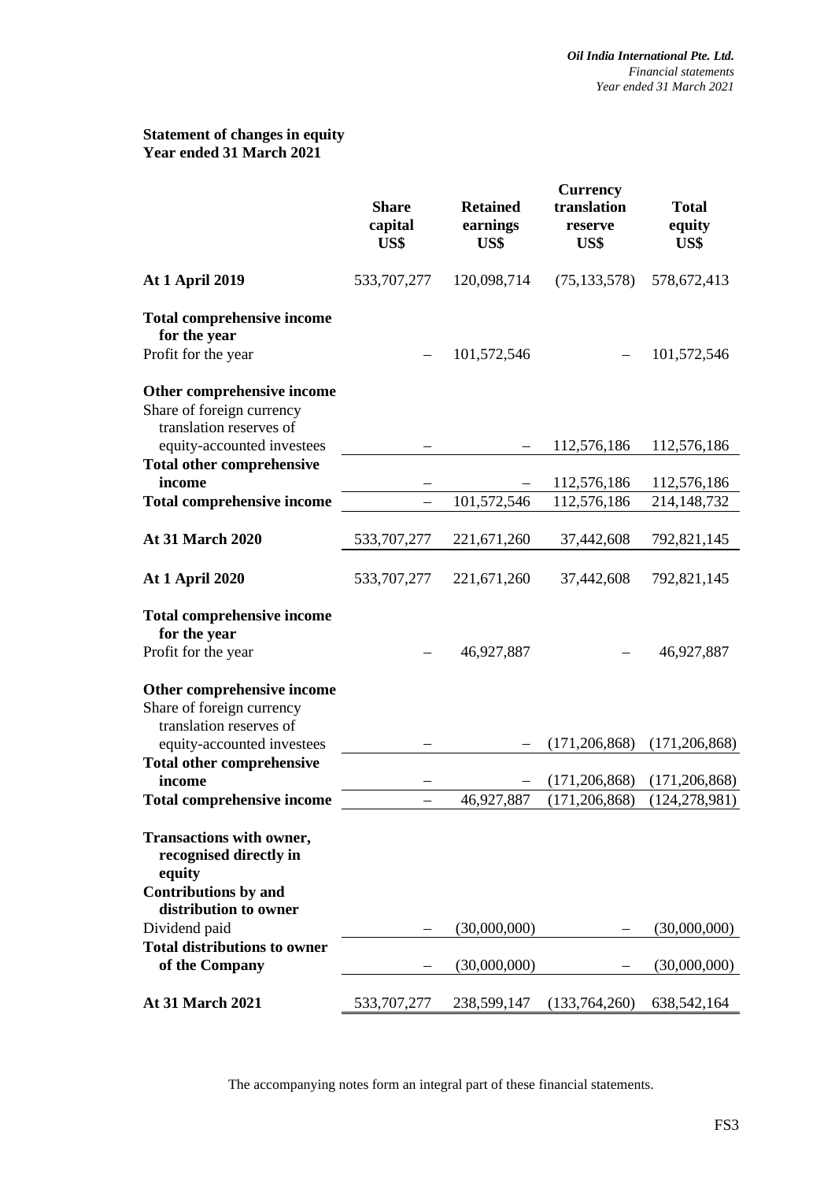## Statement of changes in equity
## Year ended 31 March 2021

| | Share capital US$ | Retained earnings US$ | Currency translation reserve US$ | Total equity US$ |
|---|---|---|---|---|
| **At 1 April 2019** | 533,707,277 | 120,098,714 | (75,133,578) | 578,672,413 |
| **Total comprehensive income for the year** | | | | |
| Profit for the year | – | 101,572,546 | – | 101,572,546 |
| **Other comprehensive income** | | | | |
| Share of foreign currency translation reserves of equity-accounted investees | – | – | 112,576,186 | 112,576,186 |
| **Total other comprehensive income** | – | – | 112,576,186 | 112,576,186 |
| **Total comprehensive income** | – | 101,572,546 | 112,576,186 | 214,148,732 |
| **At 31 March 2020** | 533,707,277 | 221,671,260 | 37,442,608 | 792,821,145 |
| **At 1 April 2020** | 533,707,277 | 221,671,260 | 37,442,608 | 792,821,145 |
| **Total comprehensive income for the year** | | | | |
| Profit for the year | – | 46,927,887 | – | 46,927,887 |
| **Other comprehensive income** | | | | |
| Share of foreign currency translation reserves of equity-accounted investees | – | – | (171,206,868) | (171,206,868) |
| **Total other comprehensive income** | – | – | (171,206,868) | (171,206,868) |
| **Total comprehensive income** | – | 46,927,887 | (171,206,868) | (124,278,981) |
| **Transactions with owner, recognised directly in equity** | | | | |
| **Contributions by and distribution to owner** | | | | |
| Dividend paid | – | (30,000,000) | – | (30,000,000) |
| **Total distributions to owner of the Company** | – | (30,000,000) | – | (30,000,000) |
| **At 31 March 2021** | 533,707,277 | 238,599,147 | (133,764,260) | 638,542,164 |

The accompanying notes form an integral part of these financial statements.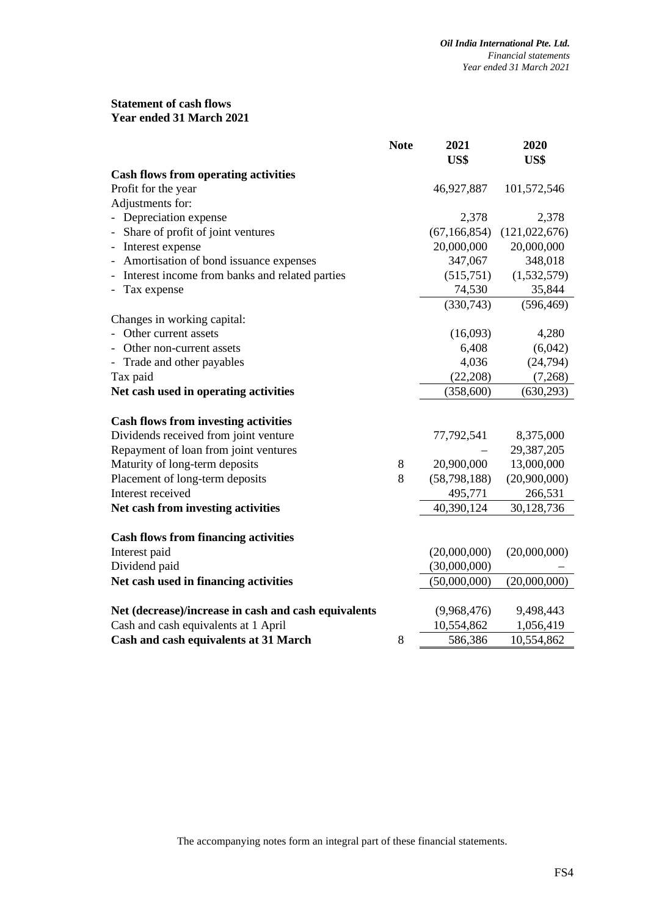## Statement of cash flows
## Year ended 31 March 2021

| | Note | 2021 US$ | 2020 US$ |
|---|---|---|---|
| **Cash flows from operating activities** | | | |
| Profit for the year | | 46,927,887 | 101,572,546 |
| Adjustments for: | | | |
| - Depreciation expense | | 2,378 | 2,378 |
| - Share of profit of joint ventures | | (67,166,854) | (121,022,676) |
| - Interest expense | | 20,000,000 | 20,000,000 |
| - Amortisation of bond issuance expenses | | 347,067 | 348,018 |
| - Interest income from banks and related parties | | (515,751) | (1,532,579) |
| - Tax expense | | 74,530 | 35,844 |
| | | (330,743) | (596,469) |
| Changes in working capital: | | | |
| - Other current assets | | (16,093) | 4,280 |
| - Other non-current assets | | 6,408 | (6,042) |
| - Trade and other payables | | 4,036 | (24,794) |
| Tax paid | | (22,208) | (7,268) |
| **Net cash used in operating activities** | | (358,600) | (630,293) |
| | | | |
| **Cash flows from investing activities** | | | |
| Dividends received from joint venture | | 77,792,541 | 8,375,000 |
| Repayment of loan from joint ventures | | – | 29,387,205 |
| Maturity of long-term deposits | 8 | 20,900,000 | 13,000,000 |
| Placement of long-term deposits | 8 | (58,798,188) | (20,900,000) |
| Interest received | | 495,771 | 266,531 |
| **Net cash from investing activities** | | 40,390,124 | 30,128,736 |
| | | | |
| **Cash flows from financing activities** | | | |
| Interest paid | | (20,000,000) | (20,000,000) |
| Dividend paid | | (30,000,000) | – |
| **Net cash used in financing activities** | | (50,000,000) | (20,000,000) |
| | | | |
| **Net (decrease)/increase in cash and cash equivalents** | | (9,968,476) | 9,498,443 |
| Cash and cash equivalents at 1 April | | 10,554,862 | 1,056,419 |
| **Cash and cash equivalents at 31 March** | 8 | 586,386 | 10,554,862 |

The accompanying notes form an integral part of these financial statements.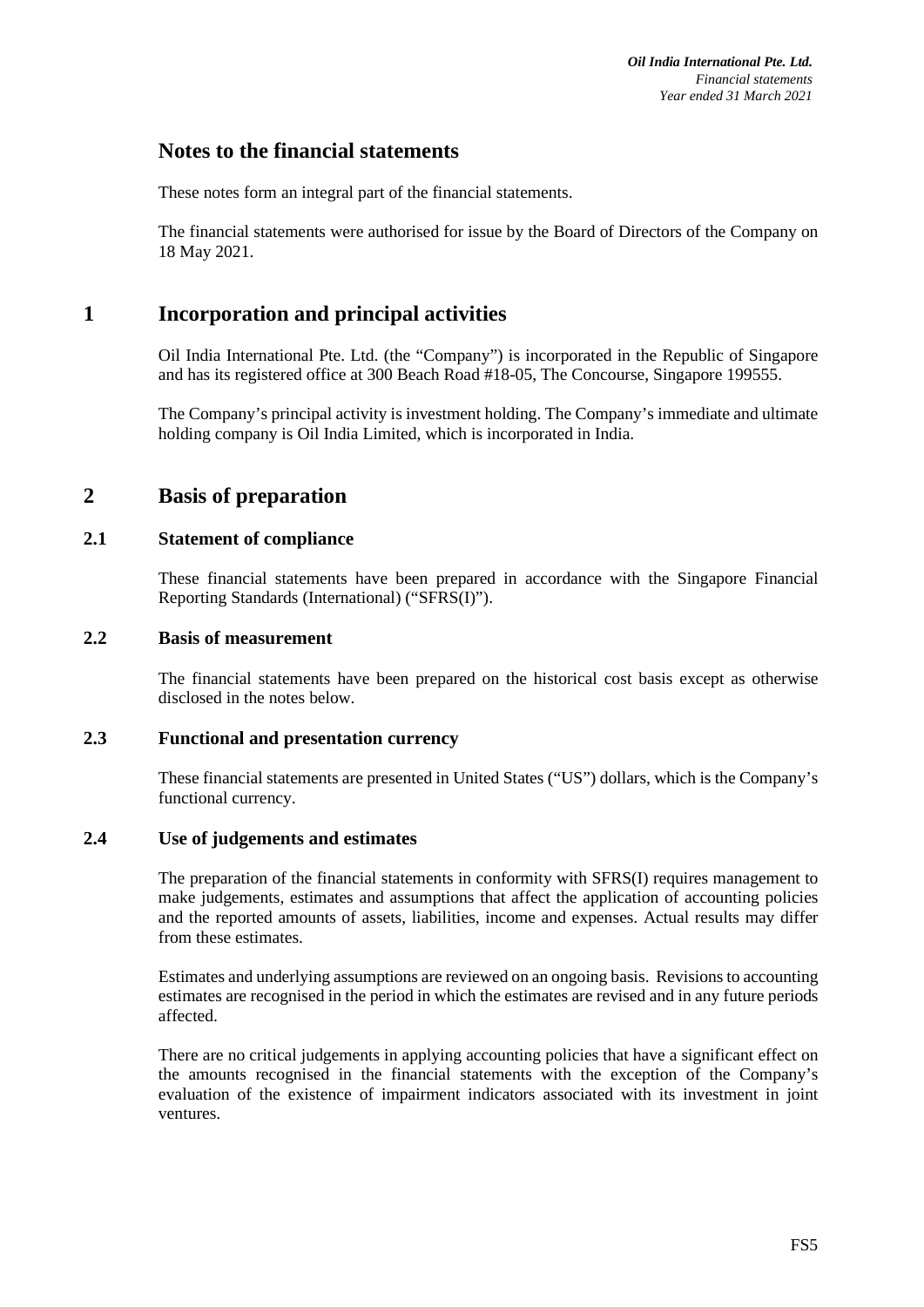# Notes to the financial statements

These notes form an integral part of the financial statements.

The financial statements were authorised for issue by the Board of Directors of the Company on 18 May 2021.

## 1 Incorporation and principal activities

Oil India International Pte. Ltd. (the "Company") is incorporated in the Republic of Singapore and has its registered office at 300 Beach Road #18-05, The Concourse, Singapore 199555.

The Company's principal activity is investment holding. The Company's immediate and ultimate holding company is Oil India Limited, which is incorporated in India.

## 2 Basis of preparation

### 2.1 Statement of compliance

These financial statements have been prepared in accordance with the Singapore Financial Reporting Standards (International) ("SFRS(I)").

### 2.2 Basis of measurement

The financial statements have been prepared on the historical cost basis except as otherwise disclosed in the notes below.

### 2.3 Functional and presentation currency

These financial statements are presented in United States ("US") dollars, which is the Company's functional currency.

### 2.4 Use of judgements and estimates

The preparation of the financial statements in conformity with SFRS(I) requires management to make judgements, estimates and assumptions that affect the application of accounting policies and the reported amounts of assets, liabilities, income and expenses. Actual results may differ from these estimates.

Estimates and underlying assumptions are reviewed on an ongoing basis. Revisions to accounting estimates are recognised in the period in which the estimates are revised and in any future periods affected.

There are no critical judgements in applying accounting policies that have a significant effect on the amounts recognised in the financial statements with the exception of the Company's evaluation of the existence of impairment indicators associated with its investment in joint ventures.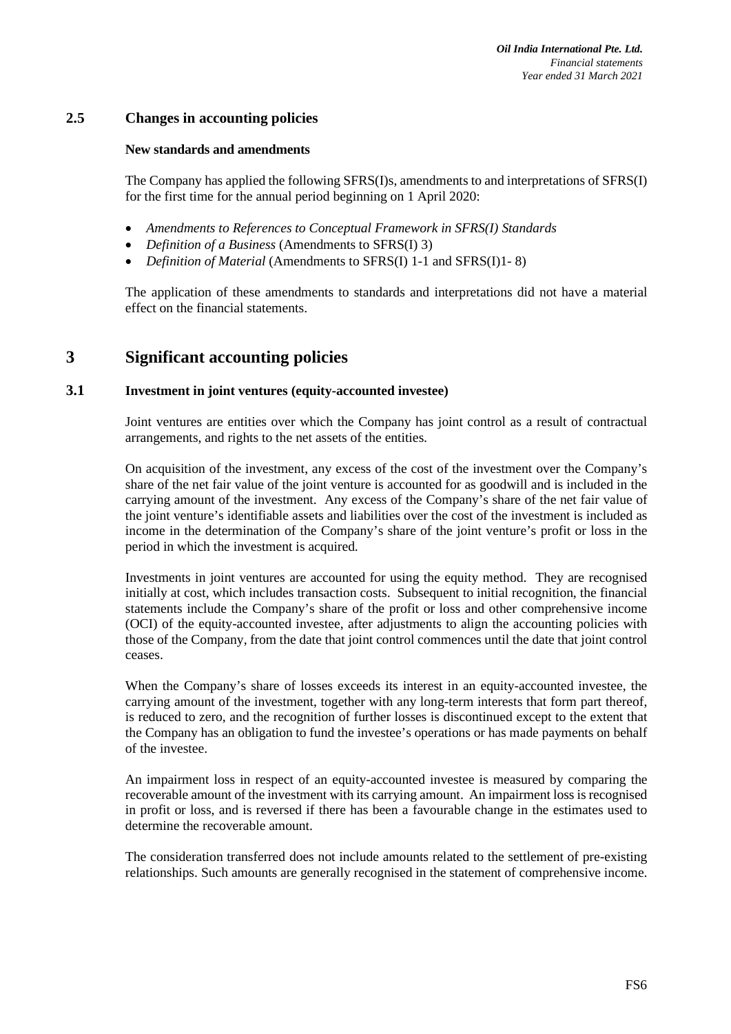## 2.5 Changes in accounting policies

**New standards and amendments**

The Company has applied the following SFRS(I)s, amendments to and interpretations of SFRS(I) for the first time for the annual period beginning on 1 April 2020:

- *Amendments to References to Conceptual Framework in SFRS(I) Standards*
- *Definition of a Business* (Amendments to SFRS(I) 3)
- *Definition of Material* (Amendments to SFRS(I) 1-1 and SFRS(I)1- 8)

The application of these amendments to standards and interpretations did not have a material effect on the financial statements.

# 3 Significant accounting policies

## 3.1 Investment in joint ventures (equity-accounted investee)

Joint ventures are entities over which the Company has joint control as a result of contractual arrangements, and rights to the net assets of the entities.

On acquisition of the investment, any excess of the cost of the investment over the Company's share of the net fair value of the joint venture is accounted for as goodwill and is included in the carrying amount of the investment. Any excess of the Company's share of the net fair value of the joint venture's identifiable assets and liabilities over the cost of the investment is included as income in the determination of the Company's share of the joint venture's profit or loss in the period in which the investment is acquired.

Investments in joint ventures are accounted for using the equity method. They are recognised initially at cost, which includes transaction costs. Subsequent to initial recognition, the financial statements include the Company's share of the profit or loss and other comprehensive income (OCI) of the equity-accounted investee, after adjustments to align the accounting policies with those of the Company, from the date that joint control commences until the date that joint control ceases.

When the Company's share of losses exceeds its interest in an equity-accounted investee, the carrying amount of the investment, together with any long-term interests that form part thereof, is reduced to zero, and the recognition of further losses is discontinued except to the extent that the Company has an obligation to fund the investee's operations or has made payments on behalf of the investee.

An impairment loss in respect of an equity-accounted investee is measured by comparing the recoverable amount of the investment with its carrying amount. An impairment loss is recognised in profit or loss, and is reversed if there has been a favourable change in the estimates used to determine the recoverable amount.

The consideration transferred does not include amounts related to the settlement of pre-existing relationships. Such amounts are generally recognised in the statement of comprehensive income.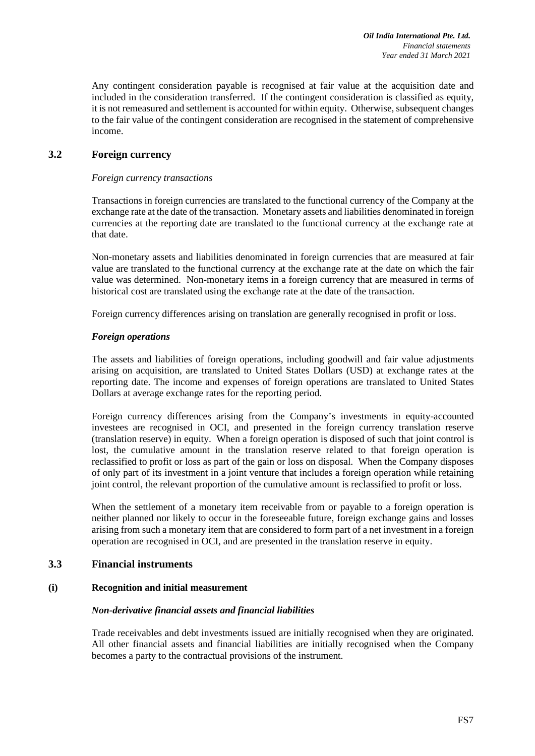Any contingent consideration payable is recognised at fair value at the acquisition date and included in the consideration transferred. If the contingent consideration is classified as equity, it is not remeasured and settlement is accounted for within equity. Otherwise, subsequent changes to the fair value of the contingent consideration are recognised in the statement of comprehensive income.

## 3.2 Foreign currency

*Foreign currency transactions*

Transactions in foreign currencies are translated to the functional currency of the Company at the exchange rate at the date of the transaction. Monetary assets and liabilities denominated in foreign currencies at the reporting date are translated to the functional currency at the exchange rate at that date.

Non-monetary assets and liabilities denominated in foreign currencies that are measured at fair value are translated to the functional currency at the exchange rate at the date on which the fair value was determined. Non-monetary items in a foreign currency that are measured in terms of historical cost are translated using the exchange rate at the date of the transaction.

Foreign currency differences arising on translation are generally recognised in profit or loss.

***Foreign operations***

The assets and liabilities of foreign operations, including goodwill and fair value adjustments arising on acquisition, are translated to United States Dollars (USD) at exchange rates at the reporting date. The income and expenses of foreign operations are translated to United States Dollars at average exchange rates for the reporting period.

Foreign currency differences arising from the Company's investments in equity-accounted investees are recognised in OCI, and presented in the foreign currency translation reserve (translation reserve) in equity. When a foreign operation is disposed of such that joint control is lost, the cumulative amount in the translation reserve related to that foreign operation is reclassified to profit or loss as part of the gain or loss on disposal. When the Company disposes of only part of its investment in a joint venture that includes a foreign operation while retaining joint control, the relevant proportion of the cumulative amount is reclassified to profit or loss.

When the settlement of a monetary item receivable from or payable to a foreign operation is neither planned nor likely to occur in the foreseeable future, foreign exchange gains and losses arising from such a monetary item that are considered to form part of a net investment in a foreign operation are recognised in OCI, and are presented in the translation reserve in equity.

## 3.3 Financial instruments

### (i) Recognition and initial measurement

***Non-derivative financial assets and financial liabilities***

Trade receivables and debt investments issued are initially recognised when they are originated. All other financial assets and financial liabilities are initially recognised when the Company becomes a party to the contractual provisions of the instrument.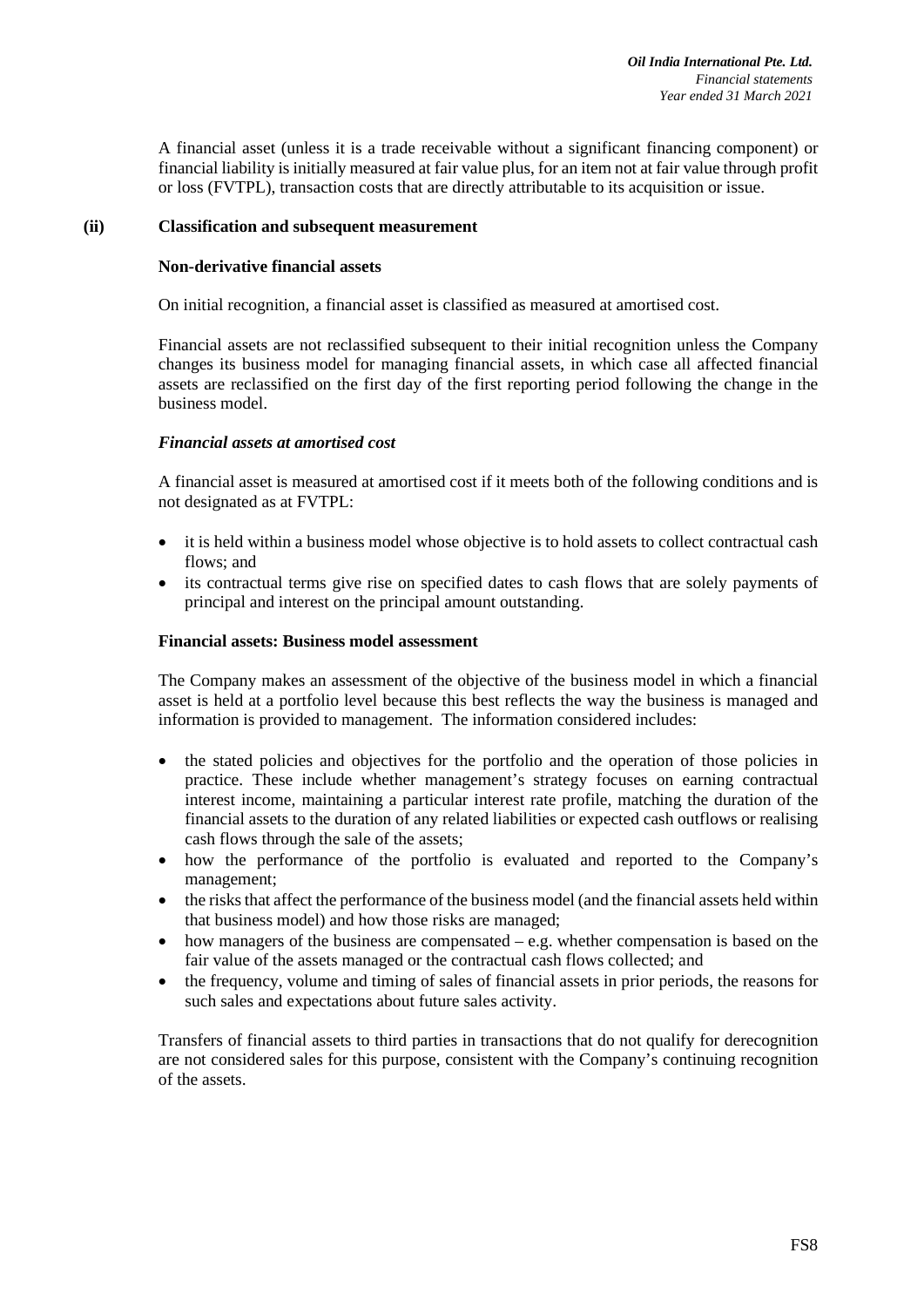A financial asset (unless it is a trade receivable without a significant financing component) or financial liability is initially measured at fair value plus, for an item not at fair value through profit or loss (FVTPL), transaction costs that are directly attributable to its acquisition or issue.

**(ii) Classification and subsequent measurement**

**Non-derivative financial assets**

On initial recognition, a financial asset is classified as measured at amortised cost.

Financial assets are not reclassified subsequent to their initial recognition unless the Company changes its business model for managing financial assets, in which case all affected financial assets are reclassified on the first day of the first reporting period following the change in the business model.

***Financial assets at amortised cost***

A financial asset is measured at amortised cost if it meets both of the following conditions and is not designated as at FVTPL:

- it is held within a business model whose objective is to hold assets to collect contractual cash flows; and
- its contractual terms give rise on specified dates to cash flows that are solely payments of principal and interest on the principal amount outstanding.

**Financial assets: Business model assessment**

The Company makes an assessment of the objective of the business model in which a financial asset is held at a portfolio level because this best reflects the way the business is managed and information is provided to management. The information considered includes:

- the stated policies and objectives for the portfolio and the operation of those policies in practice. These include whether management's strategy focuses on earning contractual interest income, maintaining a particular interest rate profile, matching the duration of the financial assets to the duration of any related liabilities or expected cash outflows or realising cash flows through the sale of the assets;
- how the performance of the portfolio is evaluated and reported to the Company's management;
- the risks that affect the performance of the business model (and the financial assets held within that business model) and how those risks are managed;
- how managers of the business are compensated – e.g. whether compensation is based on the fair value of the assets managed or the contractual cash flows collected; and
- the frequency, volume and timing of sales of financial assets in prior periods, the reasons for such sales and expectations about future sales activity.

Transfers of financial assets to third parties in transactions that do not qualify for derecognition are not considered sales for this purpose, consistent with the Company's continuing recognition of the assets.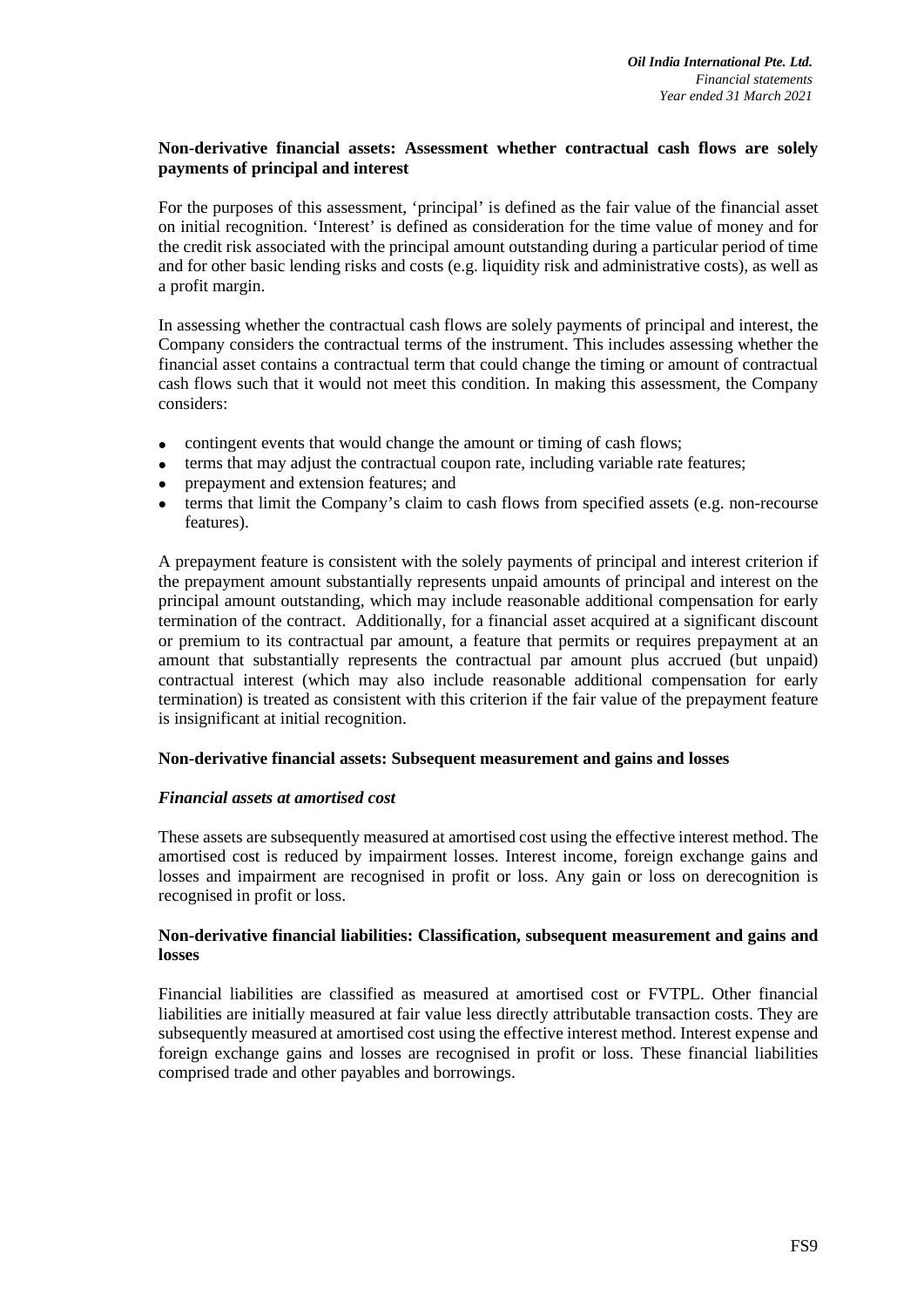**Non-derivative financial assets: Assessment whether contractual cash flows are solely payments of principal and interest**

For the purposes of this assessment, 'principal' is defined as the fair value of the financial asset on initial recognition. 'Interest' is defined as consideration for the time value of money and for the credit risk associated with the principal amount outstanding during a particular period of time and for other basic lending risks and costs (e.g. liquidity risk and administrative costs), as well as a profit margin.

In assessing whether the contractual cash flows are solely payments of principal and interest, the Company considers the contractual terms of the instrument. This includes assessing whether the financial asset contains a contractual term that could change the timing or amount of contractual cash flows such that it would not meet this condition. In making this assessment, the Company considers:

- contingent events that would change the amount or timing of cash flows;
- terms that may adjust the contractual coupon rate, including variable rate features;
- prepayment and extension features; and
- terms that limit the Company's claim to cash flows from specified assets (e.g. non-recourse features).

A prepayment feature is consistent with the solely payments of principal and interest criterion if the prepayment amount substantially represents unpaid amounts of principal and interest on the principal amount outstanding, which may include reasonable additional compensation for early termination of the contract. Additionally, for a financial asset acquired at a significant discount or premium to its contractual par amount, a feature that permits or requires prepayment at an amount that substantially represents the contractual par amount plus accrued (but unpaid) contractual interest (which may also include reasonable additional compensation for early termination) is treated as consistent with this criterion if the fair value of the prepayment feature is insignificant at initial recognition.

**Non-derivative financial assets: Subsequent measurement and gains and losses**

***Financial assets at amortised cost***

These assets are subsequently measured at amortised cost using the effective interest method. The amortised cost is reduced by impairment losses. Interest income, foreign exchange gains and losses and impairment are recognised in profit or loss. Any gain or loss on derecognition is recognised in profit or loss.

**Non-derivative financial liabilities: Classification, subsequent measurement and gains and losses**

Financial liabilities are classified as measured at amortised cost or FVTPL. Other financial liabilities are initially measured at fair value less directly attributable transaction costs. They are subsequently measured at amortised cost using the effective interest method. Interest expense and foreign exchange gains and losses are recognised in profit or loss. These financial liabilities comprised trade and other payables and borrowings.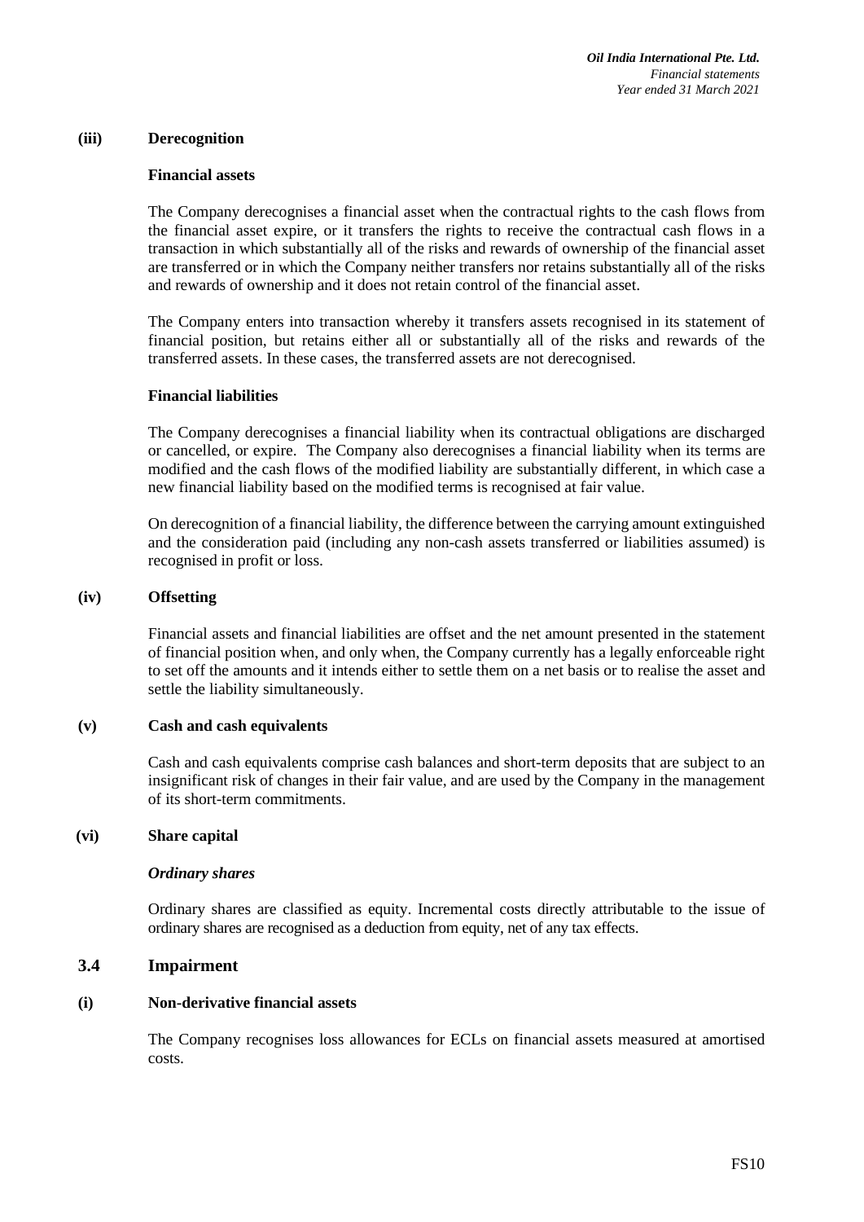### (iii) Derecognition

**Financial assets**

The Company derecognises a financial asset when the contractual rights to the cash flows from the financial asset expire, or it transfers the rights to receive the contractual cash flows in a transaction in which substantially all of the risks and rewards of ownership of the financial asset are transferred or in which the Company neither transfers nor retains substantially all of the risks and rewards of ownership and it does not retain control of the financial asset.

The Company enters into transaction whereby it transfers assets recognised in its statement of financial position, but retains either all or substantially all of the risks and rewards of the transferred assets. In these cases, the transferred assets are not derecognised.

**Financial liabilities**

The Company derecognises a financial liability when its contractual obligations are discharged or cancelled, or expire. The Company also derecognises a financial liability when its terms are modified and the cash flows of the modified liability are substantially different, in which case a new financial liability based on the modified terms is recognised at fair value.

On derecognition of a financial liability, the difference between the carrying amount extinguished and the consideration paid (including any non-cash assets transferred or liabilities assumed) is recognised in profit or loss.

### (iv) Offsetting

Financial assets and financial liabilities are offset and the net amount presented in the statement of financial position when, and only when, the Company currently has a legally enforceable right to set off the amounts and it intends either to settle them on a net basis or to realise the asset and settle the liability simultaneously.

### (v) Cash and cash equivalents

Cash and cash equivalents comprise cash balances and short-term deposits that are subject to an insignificant risk of changes in their fair value, and are used by the Company in the management of its short-term commitments.

### (vi) Share capital

***Ordinary shares***

Ordinary shares are classified as equity. Incremental costs directly attributable to the issue of ordinary shares are recognised as a deduction from equity, net of any tax effects.

## 3.4 Impairment

### (i) Non-derivative financial assets

The Company recognises loss allowances for ECLs on financial assets measured at amortised costs.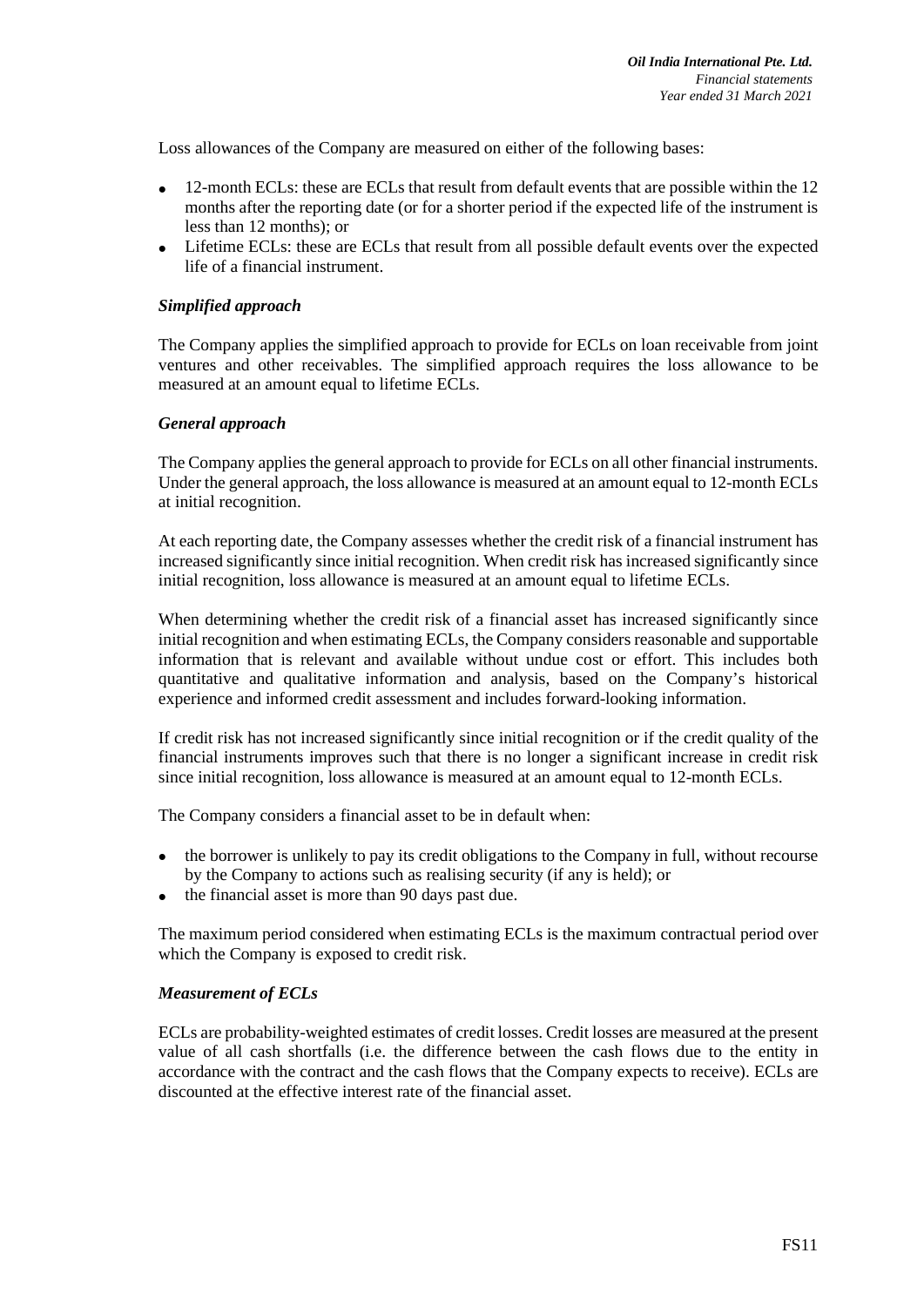Loss allowances of the Company are measured on either of the following bases:

- 12-month ECLs: these are ECLs that result from default events that are possible within the 12 months after the reporting date (or for a shorter period if the expected life of the instrument is less than 12 months); or
- Lifetime ECLs: these are ECLs that result from all possible default events over the expected life of a financial instrument.

***Simplified approach***

The Company applies the simplified approach to provide for ECLs on loan receivable from joint ventures and other receivables. The simplified approach requires the loss allowance to be measured at an amount equal to lifetime ECLs.

***General approach***

The Company applies the general approach to provide for ECLs on all other financial instruments. Under the general approach, the loss allowance is measured at an amount equal to 12-month ECLs at initial recognition.

At each reporting date, the Company assesses whether the credit risk of a financial instrument has increased significantly since initial recognition. When credit risk has increased significantly since initial recognition, loss allowance is measured at an amount equal to lifetime ECLs.

When determining whether the credit risk of a financial asset has increased significantly since initial recognition and when estimating ECLs, the Company considers reasonable and supportable information that is relevant and available without undue cost or effort. This includes both quantitative and qualitative information and analysis, based on the Company's historical experience and informed credit assessment and includes forward-looking information.

If credit risk has not increased significantly since initial recognition or if the credit quality of the financial instruments improves such that there is no longer a significant increase in credit risk since initial recognition, loss allowance is measured at an amount equal to 12-month ECLs.

The Company considers a financial asset to be in default when:

- the borrower is unlikely to pay its credit obligations to the Company in full, without recourse by the Company to actions such as realising security (if any is held); or
- the financial asset is more than 90 days past due.

The maximum period considered when estimating ECLs is the maximum contractual period over which the Company is exposed to credit risk.

***Measurement of ECLs***

ECLs are probability-weighted estimates of credit losses. Credit losses are measured at the present value of all cash shortfalls (i.e. the difference between the cash flows due to the entity in accordance with the contract and the cash flows that the Company expects to receive). ECLs are discounted at the effective interest rate of the financial asset.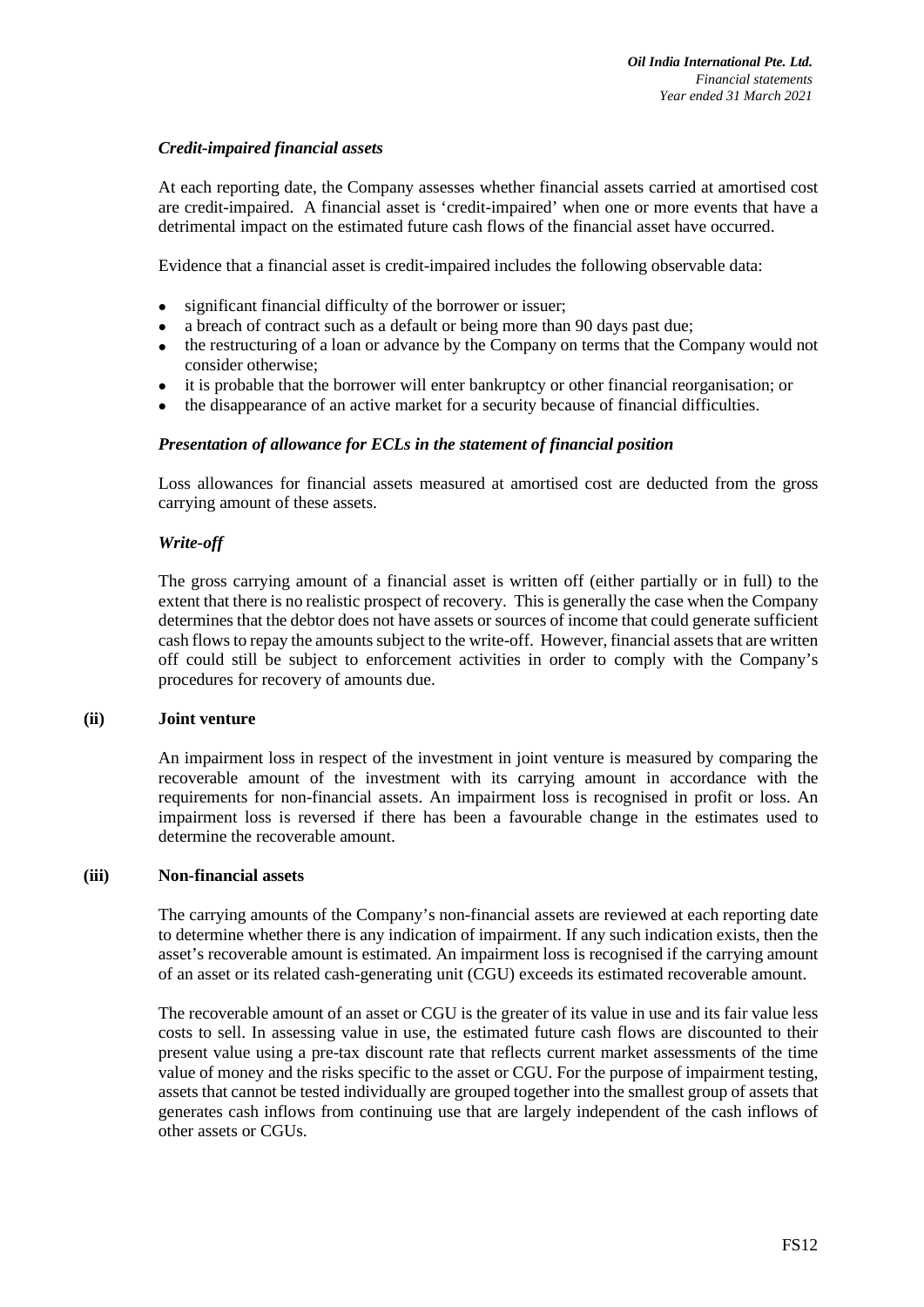*Credit-impaired financial assets*

At each reporting date, the Company assesses whether financial assets carried at amortised cost are credit-impaired. A financial asset is 'credit-impaired' when one or more events that have a detrimental impact on the estimated future cash flows of the financial asset have occurred.

Evidence that a financial asset is credit-impaired includes the following observable data:

- significant financial difficulty of the borrower or issuer;
- a breach of contract such as a default or being more than 90 days past due;
- the restructuring of a loan or advance by the Company on terms that the Company would not consider otherwise;
- it is probable that the borrower will enter bankruptcy or other financial reorganisation; or
- the disappearance of an active market for a security because of financial difficulties.

***Presentation of allowance for ECLs in the statement of financial position***

Loss allowances for financial assets measured at amortised cost are deducted from the gross carrying amount of these assets.

***Write-off***

The gross carrying amount of a financial asset is written off (either partially or in full) to the extent that there is no realistic prospect of recovery. This is generally the case when the Company determines that the debtor does not have assets or sources of income that could generate sufficient cash flows to repay the amounts subject to the write-off. However, financial assets that are written off could still be subject to enforcement activities in order to comply with the Company's procedures for recovery of amounts due.

**(ii) Joint venture**

An impairment loss in respect of the investment in joint venture is measured by comparing the recoverable amount of the investment with its carrying amount in accordance with the requirements for non-financial assets. An impairment loss is recognised in profit or loss. An impairment loss is reversed if there has been a favourable change in the estimates used to determine the recoverable amount.

**(iii) Non-financial assets**

The carrying amounts of the Company's non-financial assets are reviewed at each reporting date to determine whether there is any indication of impairment. If any such indication exists, then the asset's recoverable amount is estimated. An impairment loss is recognised if the carrying amount of an asset or its related cash-generating unit (CGU) exceeds its estimated recoverable amount.

The recoverable amount of an asset or CGU is the greater of its value in use and its fair value less costs to sell. In assessing value in use, the estimated future cash flows are discounted to their present value using a pre-tax discount rate that reflects current market assessments of the time value of money and the risks specific to the asset or CGU. For the purpose of impairment testing, assets that cannot be tested individually are grouped together into the smallest group of assets that generates cash inflows from continuing use that are largely independent of the cash inflows of other assets or CGUs.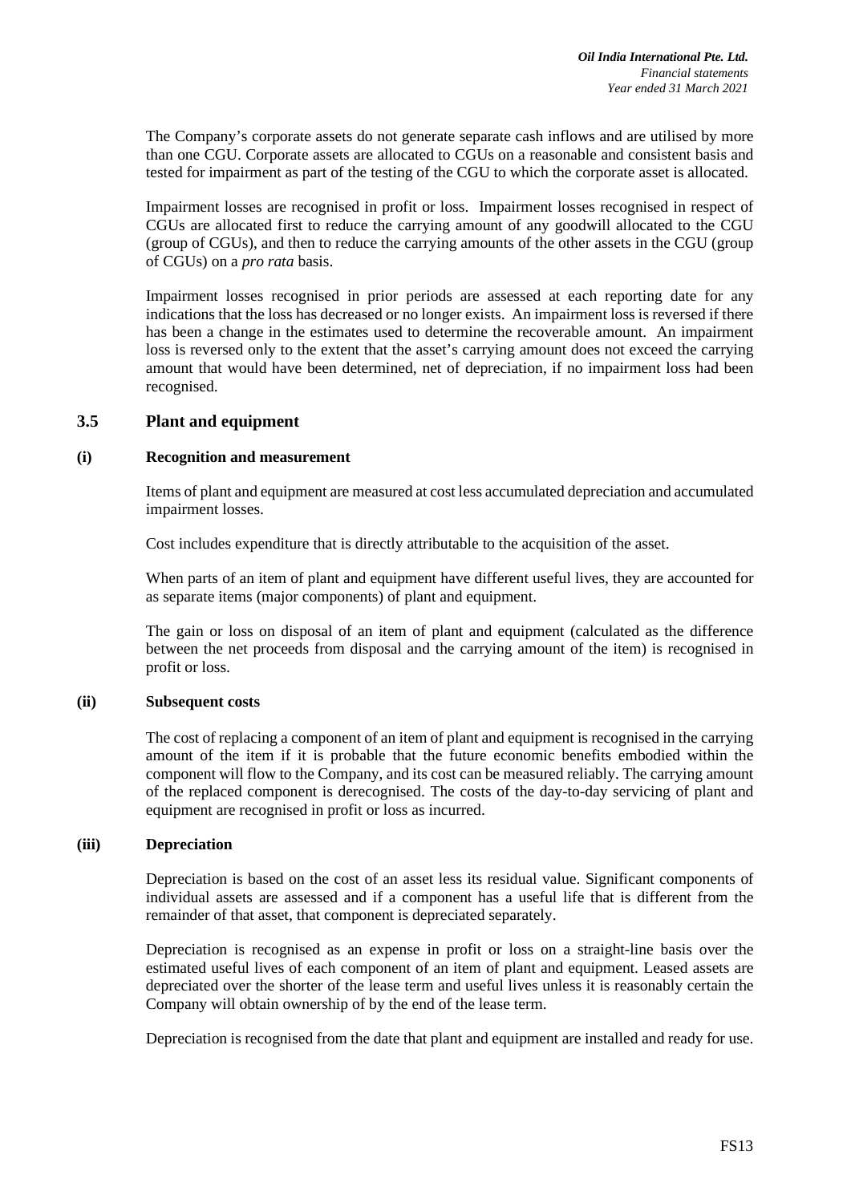The Company's corporate assets do not generate separate cash inflows and are utilised by more than one CGU. Corporate assets are allocated to CGUs on a reasonable and consistent basis and tested for impairment as part of the testing of the CGU to which the corporate asset is allocated.

Impairment losses are recognised in profit or loss. Impairment losses recognised in respect of CGUs are allocated first to reduce the carrying amount of any goodwill allocated to the CGU (group of CGUs), and then to reduce the carrying amounts of the other assets in the CGU (group of CGUs) on a *pro rata* basis.

Impairment losses recognised in prior periods are assessed at each reporting date for any indications that the loss has decreased or no longer exists. An impairment loss is reversed if there has been a change in the estimates used to determine the recoverable amount. An impairment loss is reversed only to the extent that the asset's carrying amount does not exceed the carrying amount that would have been determined, net of depreciation, if no impairment loss had been recognised.

## 3.5 Plant and equipment

### (i) Recognition and measurement

Items of plant and equipment are measured at cost less accumulated depreciation and accumulated impairment losses.

Cost includes expenditure that is directly attributable to the acquisition of the asset.

When parts of an item of plant and equipment have different useful lives, they are accounted for as separate items (major components) of plant and equipment.

The gain or loss on disposal of an item of plant and equipment (calculated as the difference between the net proceeds from disposal and the carrying amount of the item) is recognised in profit or loss.

### (ii) Subsequent costs

The cost of replacing a component of an item of plant and equipment is recognised in the carrying amount of the item if it is probable that the future economic benefits embodied within the component will flow to the Company, and its cost can be measured reliably. The carrying amount of the replaced component is derecognised. The costs of the day-to-day servicing of plant and equipment are recognised in profit or loss as incurred.

### (iii) Depreciation

Depreciation is based on the cost of an asset less its residual value. Significant components of individual assets are assessed and if a component has a useful life that is different from the remainder of that asset, that component is depreciated separately.

Depreciation is recognised as an expense in profit or loss on a straight-line basis over the estimated useful lives of each component of an item of plant and equipment. Leased assets are depreciated over the shorter of the lease term and useful lives unless it is reasonably certain the Company will obtain ownership of by the end of the lease term.

Depreciation is recognised from the date that plant and equipment are installed and ready for use.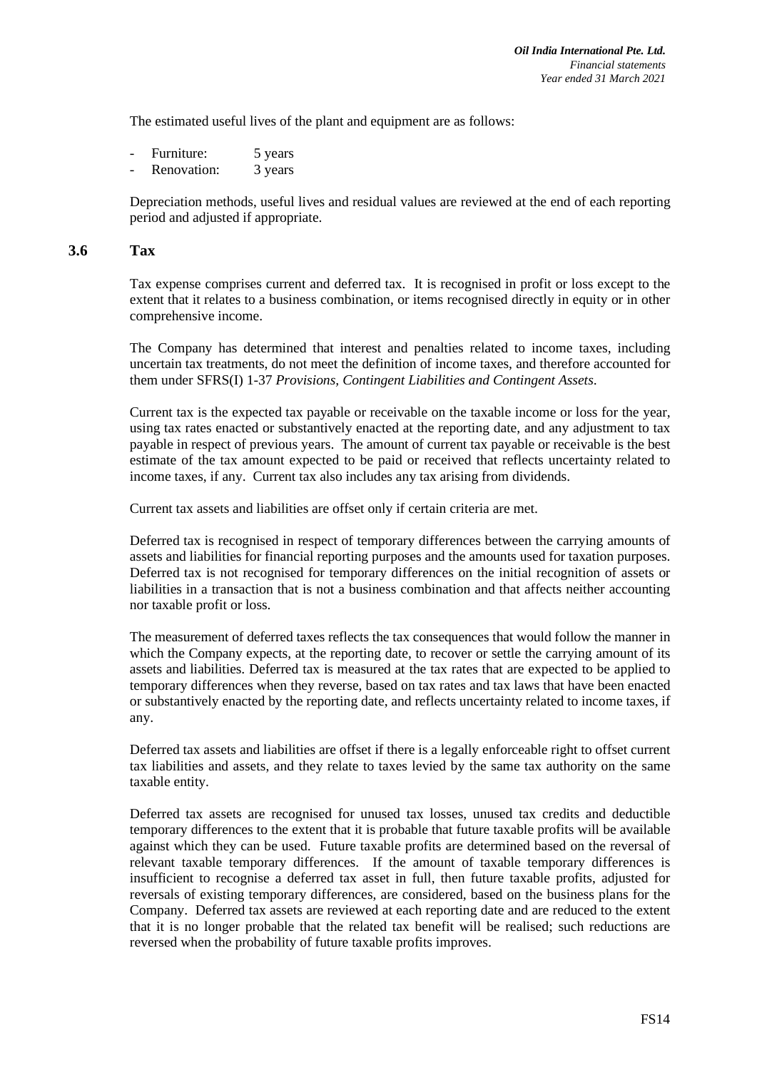The estimated useful lives of the plant and equipment are as follows:

- Furniture: 5 years
- Renovation: 3 years

Depreciation methods, useful lives and residual values are reviewed at the end of each reporting period and adjusted if appropriate.

### 3.6 Tax

Tax expense comprises current and deferred tax. It is recognised in profit or loss except to the extent that it relates to a business combination, or items recognised directly in equity or in other comprehensive income.

The Company has determined that interest and penalties related to income taxes, including uncertain tax treatments, do not meet the definition of income taxes, and therefore accounted for them under SFRS(I) 1-37 *Provisions, Contingent Liabilities and Contingent Assets*.

Current tax is the expected tax payable or receivable on the taxable income or loss for the year, using tax rates enacted or substantively enacted at the reporting date, and any adjustment to tax payable in respect of previous years. The amount of current tax payable or receivable is the best estimate of the tax amount expected to be paid or received that reflects uncertainty related to income taxes, if any. Current tax also includes any tax arising from dividends.

Current tax assets and liabilities are offset only if certain criteria are met.

Deferred tax is recognised in respect of temporary differences between the carrying amounts of assets and liabilities for financial reporting purposes and the amounts used for taxation purposes. Deferred tax is not recognised for temporary differences on the initial recognition of assets or liabilities in a transaction that is not a business combination and that affects neither accounting nor taxable profit or loss.

The measurement of deferred taxes reflects the tax consequences that would follow the manner in which the Company expects, at the reporting date, to recover or settle the carrying amount of its assets and liabilities. Deferred tax is measured at the tax rates that are expected to be applied to temporary differences when they reverse, based on tax rates and tax laws that have been enacted or substantively enacted by the reporting date, and reflects uncertainty related to income taxes, if any.

Deferred tax assets and liabilities are offset if there is a legally enforceable right to offset current tax liabilities and assets, and they relate to taxes levied by the same tax authority on the same taxable entity.

Deferred tax assets are recognised for unused tax losses, unused tax credits and deductible temporary differences to the extent that it is probable that future taxable profits will be available against which they can be used. Future taxable profits are determined based on the reversal of relevant taxable temporary differences. If the amount of taxable temporary differences is insufficient to recognise a deferred tax asset in full, then future taxable profits, adjusted for reversals of existing temporary differences, are considered, based on the business plans for the Company. Deferred tax assets are reviewed at each reporting date and are reduced to the extent that it is no longer probable that the related tax benefit will be realised; such reductions are reversed when the probability of future taxable profits improves.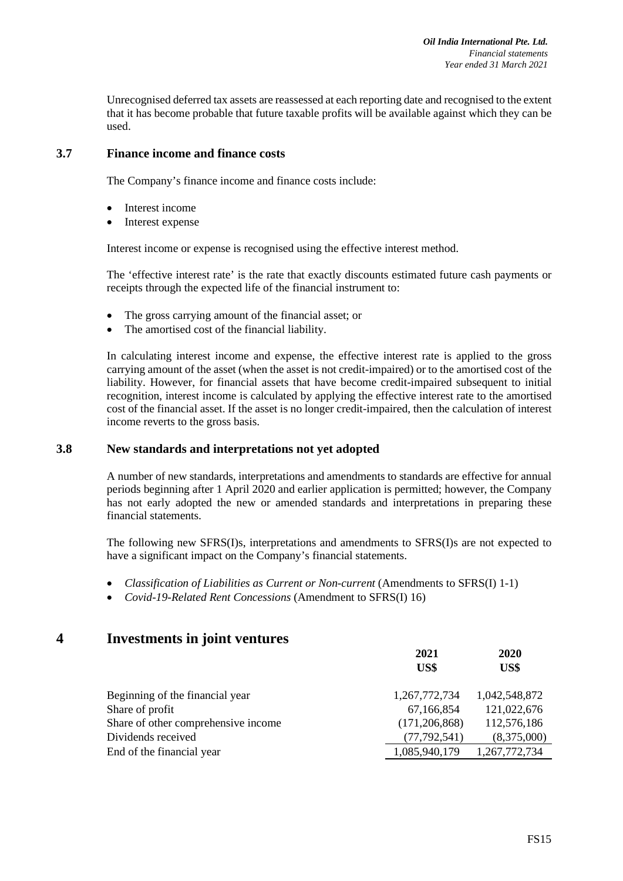Unrecognised deferred tax assets are reassessed at each reporting date and recognised to the extent that it has become probable that future taxable profits will be available against which they can be used.

### 3.7 Finance income and finance costs

The Company's finance income and finance costs include:

- Interest income
- Interest expense

Interest income or expense is recognised using the effective interest method.

The 'effective interest rate' is the rate that exactly discounts estimated future cash payments or receipts through the expected life of the financial instrument to:

- The gross carrying amount of the financial asset; or
- The amortised cost of the financial liability.

In calculating interest income and expense, the effective interest rate is applied to the gross carrying amount of the asset (when the asset is not credit-impaired) or to the amortised cost of the liability. However, for financial assets that have become credit-impaired subsequent to initial recognition, interest income is calculated by applying the effective interest rate to the amortised cost of the financial asset. If the asset is no longer credit-impaired, then the calculation of interest income reverts to the gross basis.

### 3.8 New standards and interpretations not yet adopted

A number of new standards, interpretations and amendments to standards are effective for annual periods beginning after 1 April 2020 and earlier application is permitted; however, the Company has not early adopted the new or amended standards and interpretations in preparing these financial statements.

The following new SFRS(I)s, interpretations and amendments to SFRS(I)s are not expected to have a significant impact on the Company's financial statements.

- *Classification of Liabilities as Current or Non-current* (Amendments to SFRS(I) 1-1)
- *Covid-19-Related Rent Concessions* (Amendment to SFRS(I) 16)

# 4 Investments in joint ventures

| | 2021 | 2020 |
|---|---|---|
| | US$ | US$ |
| Beginning of the financial year | 1,267,772,734 | 1,042,548,872 |
| Share of profit | 67,166,854 | 121,022,676 |
| Share of other comprehensive income | (171,206,868) | 112,576,186 |
| Dividends received | (77,792,541) | (8,375,000) |
| End of the financial year | 1,085,940,179 | 1,267,772,734 |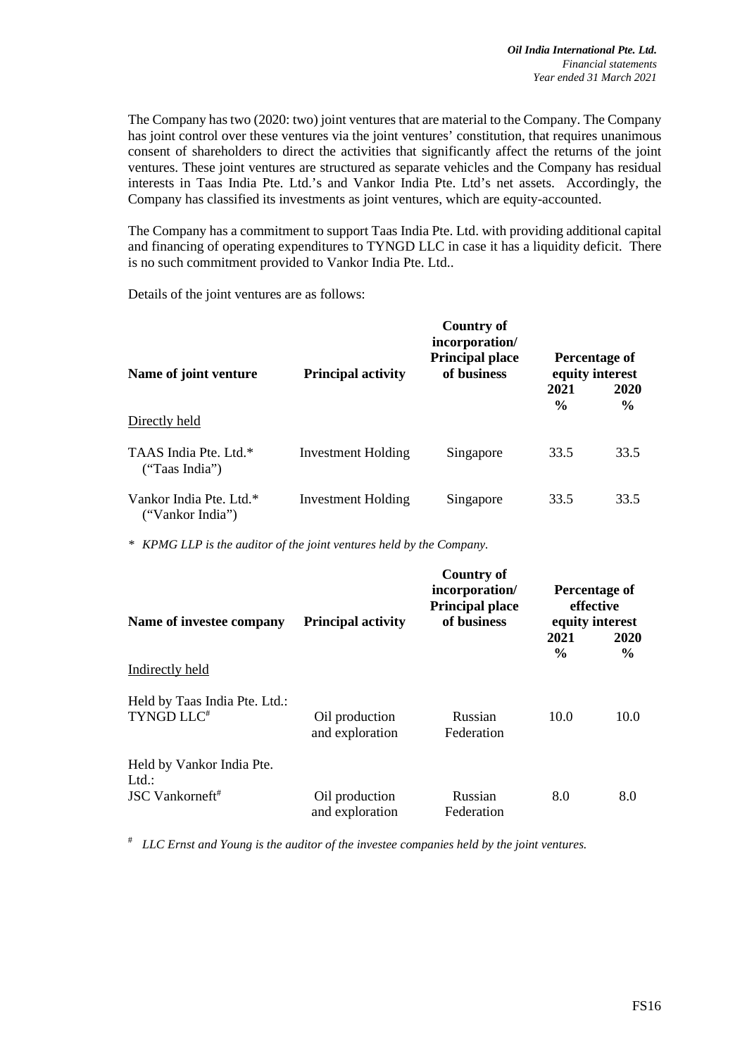The Company has two (2020: two) joint ventures that are material to the Company. The Company has joint control over these ventures via the joint ventures' constitution, that requires unanimous consent of shareholders to direct the activities that significantly affect the returns of the joint ventures. These joint ventures are structured as separate vehicles and the Company has residual interests in Taas India Pte. Ltd.'s and Vankor India Pte. Ltd's net assets. Accordingly, the Company has classified its investments as joint ventures, which are equity-accounted.

The Company has a commitment to support Taas India Pte. Ltd. with providing additional capital and financing of operating expenditures to TYNGD LLC in case it has a liquidity deficit. There is no such commitment provided to Vankor India Pte. Ltd..

Details of the joint ventures are as follows:

| Name of joint venture | Principal activity | Country of incorporation/ Principal place of business | Percentage of equity interest | |
|---|---|---|---|---|
| | | | 2021 | 2020 |
| | | | % | % |
| Directly held | | | | |
| TAAS India Pte. Ltd.* ("Taas India") | Investment Holding | Singapore | 33.5 | 33.5 |
| Vankor India Pte. Ltd.* ("Vankor India") | Investment Holding | Singapore | 33.5 | 33.5 |

*\* KPMG LLP is the auditor of the joint ventures held by the Company.*

| Name of investee company | Principal activity | Country of incorporation/ Principal place of business | Percentage of effective equity interest | |
|---|---|---|---|---|
| | | | 2021 | 2020 |
| | | | % | % |
| Indirectly held | | | | |
| Held by Taas India Pte. Ltd.: TYNGD LLC# | Oil production and exploration | Russian Federation | 10.0 | 10.0 |
| Held by Vankor India Pte. Ltd.: JSC Vankorneft# | Oil production and exploration | Russian Federation | 8.0 | 8.0 |

*# LLC Ernst and Young is the auditor of the investee companies held by the joint ventures.*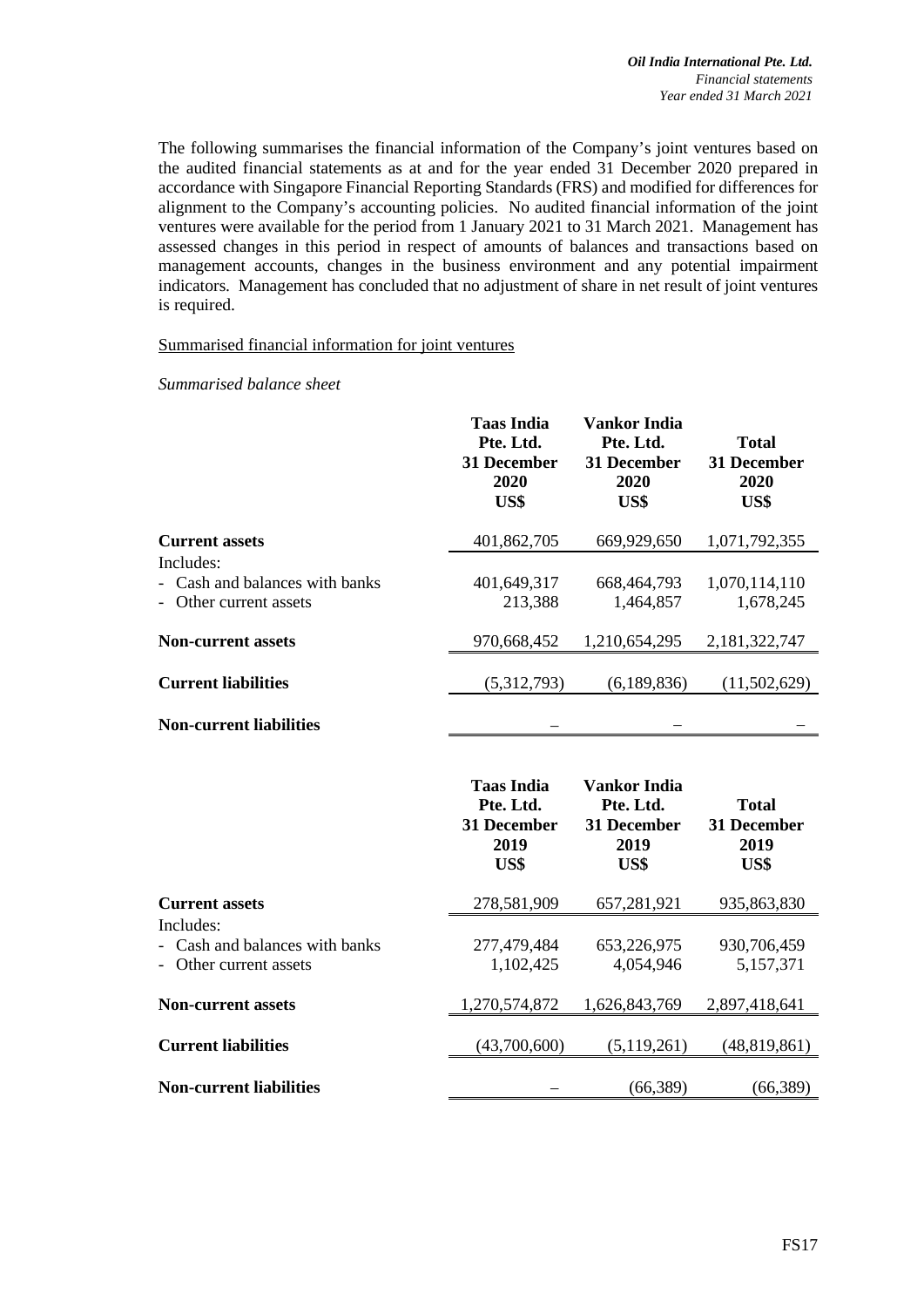The following summarises the financial information of the Company's joint ventures based on the audited financial statements as at and for the year ended 31 December 2020 prepared in accordance with Singapore Financial Reporting Standards (FRS) and modified for differences for alignment to the Company's accounting policies. No audited financial information of the joint ventures were available for the period from 1 January 2021 to 31 March 2021. Management has assessed changes in this period in respect of amounts of balances and transactions based on management accounts, changes in the business environment and any potential impairment indicators. Management has concluded that no adjustment of share in net result of joint ventures is required.

Summarised financial information for joint ventures

*Summarised balance sheet*

| | **Taas India Pte. Ltd. 31 December 2020 US$** | **Vankor India Pte. Ltd. 31 December 2020 US$** | **Total 31 December 2020 US$** |
|---|---|---|---|
| **Current assets** | 401,862,705 | 669,929,650 | 1,071,792,355 |
| Includes: | | | |
| - Cash and balances with banks | 401,649,317 | 668,464,793 | 1,070,114,110 |
| - Other current assets | 213,388 | 1,464,857 | 1,678,245 |
| **Non-current assets** | 970,668,452 | 1,210,654,295 | 2,181,322,747 |
| **Current liabilities** | (5,312,793) | (6,189,836) | (11,502,629) |
| **Non-current liabilities** | – | – | – |

| | **Taas India Pte. Ltd. 31 December 2019 US$** | **Vankor India Pte. Ltd. 31 December 2019 US$** | **Total 31 December 2019 US$** |
|---|---|---|---|
| **Current assets** | 278,581,909 | 657,281,921 | 935,863,830 |
| Includes: | | | |
| - Cash and balances with banks | 277,479,484 | 653,226,975 | 930,706,459 |
| - Other current assets | 1,102,425 | 4,054,946 | 5,157,371 |
| **Non-current assets** | 1,270,574,872 | 1,626,843,769 | 2,897,418,641 |
| **Current liabilities** | (43,700,600) | (5,119,261) | (48,819,861) |
| **Non-current liabilities** | – | (66,389) | (66,389) |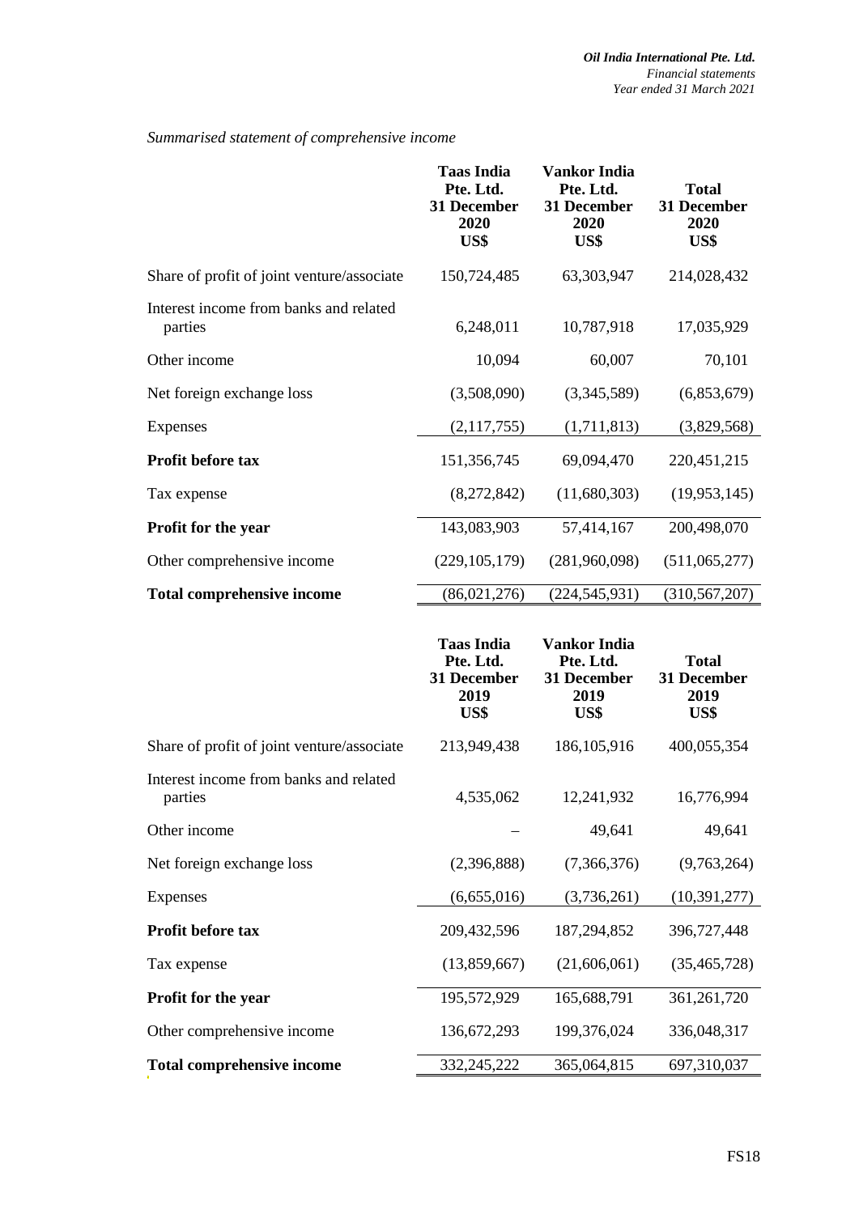*Summarised statement of comprehensive income*

| | Taas India Pte. Ltd. 31 December 2020 US$ | Vankor India Pte. Ltd. 31 December 2020 US$ | Total 31 December 2020 US$ |
|---|---|---|---|
| Share of profit of joint venture/associate | 150,724,485 | 63,303,947 | 214,028,432 |
| Interest income from banks and related parties | 6,248,011 | 10,787,918 | 17,035,929 |
| Other income | 10,094 | 60,007 | 70,101 |
| Net foreign exchange loss | (3,508,090) | (3,345,589) | (6,853,679) |
| Expenses | (2,117,755) | (1,711,813) | (3,829,568) |
| **Profit before tax** | 151,356,745 | 69,094,470 | 220,451,215 |
| Tax expense | (8,272,842) | (11,680,303) | (19,953,145) |
| **Profit for the year** | 143,083,903 | 57,414,167 | 200,498,070 |
| Other comprehensive income | (229,105,179) | (281,960,098) | (511,065,277) |
| **Total comprehensive income** | (86,021,276) | (224,545,931) | (310,567,207) |

| | Taas India Pte. Ltd. 31 December 2019 US$ | Vankor India Pte. Ltd. 31 December 2019 US$ | Total 31 December 2019 US$ |
|---|---|---|---|
| Share of profit of joint venture/associate | 213,949,438 | 186,105,916 | 400,055,354 |
| Interest income from banks and related parties | 4,535,062 | 12,241,932 | 16,776,994 |
| Other income | – | 49,641 | 49,641 |
| Net foreign exchange loss | (2,396,888) | (7,366,376) | (9,763,264) |
| Expenses | (6,655,016) | (3,736,261) | (10,391,277) |
| **Profit before tax** | 209,432,596 | 187,294,852 | 396,727,448 |
| Tax expense | (13,859,667) | (21,606,061) | (35,465,728) |
| **Profit for the year** | 195,572,929 | 165,688,791 | 361,261,720 |
| Other comprehensive income | 136,672,293 | 199,376,024 | 336,048,317 |
| **Total comprehensive income** | 332,245,222 | 365,064,815 | 697,310,037 |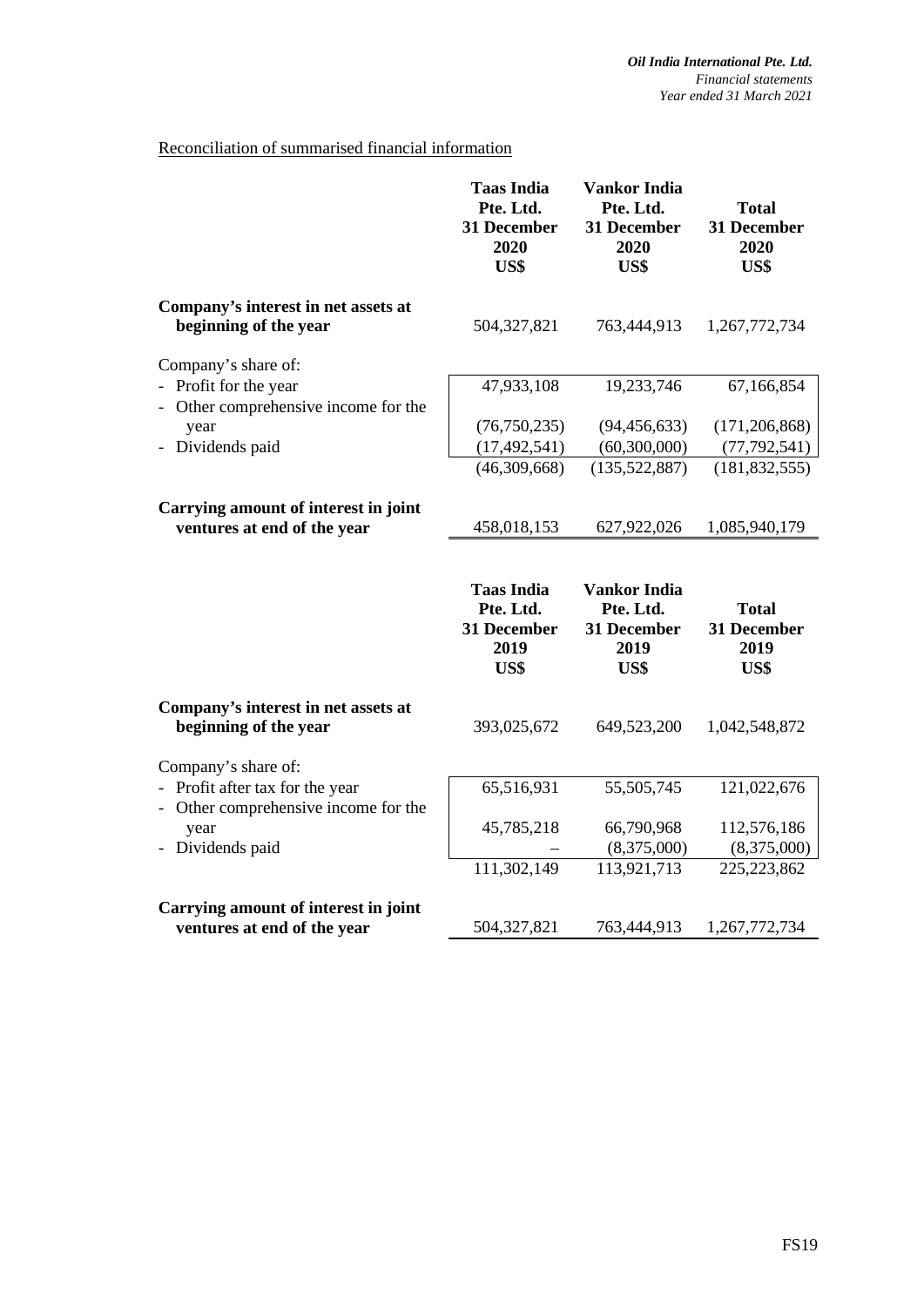Reconciliation of summarised financial information

| | Taas India Pte. Ltd. 31 December 2020 US$ | Vankor India Pte. Ltd. 31 December 2020 US$ | Total 31 December 2020 US$ |
|---|---|---|---|
| **Company's interest in net assets at beginning of the year** | 504,327,821 | 763,444,913 | 1,267,772,734 |
| Company's share of: | | | |
| - Profit for the year | 47,933,108 | 19,233,746 | 67,166,854 |
| - Other comprehensive income for the year | (76,750,235) | (94,456,633) | (171,206,868) |
| - Dividends paid | (17,492,541) | (60,300,000) | (77,792,541) |
| | (46,309,668) | (135,522,887) | (181,832,555) |
| **Carrying amount of interest in joint ventures at end of the year** | 458,018,153 | 627,922,026 | 1,085,940,179 |

| | Taas India Pte. Ltd. 31 December 2019 US$ | Vankor India Pte. Ltd. 31 December 2019 US$ | Total 31 December 2019 US$ |
|---|---|---|---|
| **Company's interest in net assets at beginning of the year** | 393,025,672 | 649,523,200 | 1,042,548,872 |
| Company's share of: | | | |
| - Profit after tax for the year | 65,516,931 | 55,505,745 | 121,022,676 |
| - Other comprehensive income for the year | 45,785,218 | 66,790,968 | 112,576,186 |
| - Dividends paid | – | (8,375,000) | (8,375,000) |
| | 111,302,149 | 113,921,713 | 225,223,862 |
| **Carrying amount of interest in joint ventures at end of the year** | 504,327,821 | 763,444,913 | 1,267,772,734 |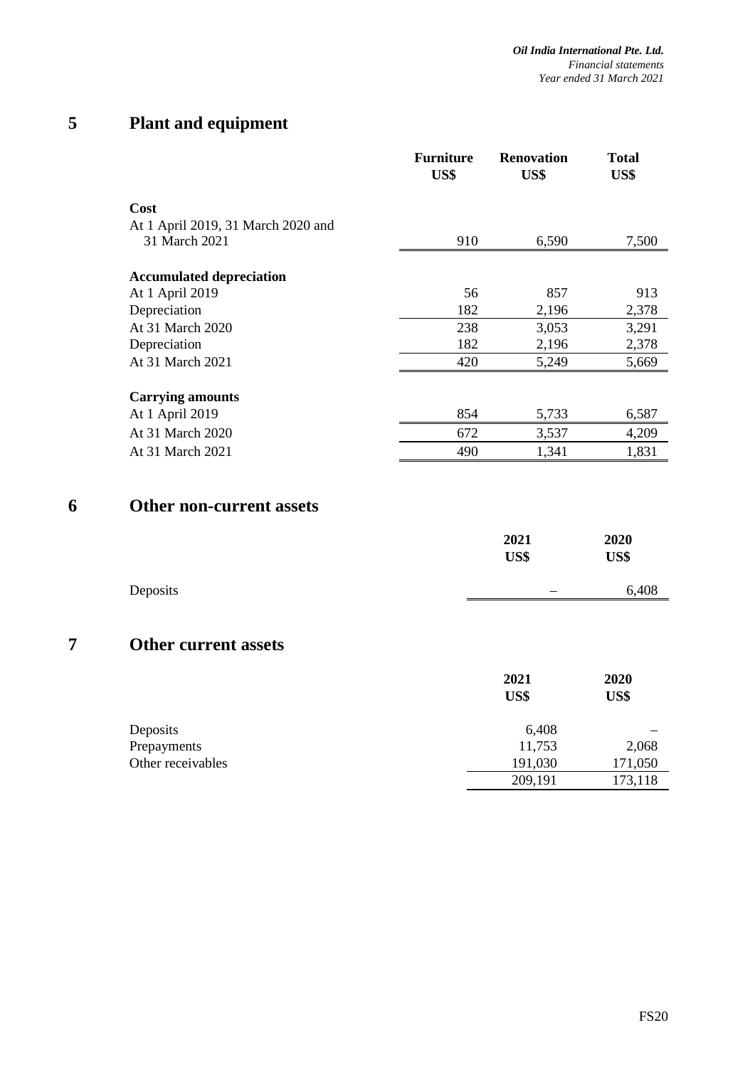## 5 Plant and equipment

| | Furniture US$ | Renovation US$ | Total US$ |
|---|---|---|---|
| **Cost** | | | |
| At 1 April 2019, 31 March 2020 and 31 March 2021 | 910 | 6,590 | 7,500 |
| | | | |
| **Accumulated depreciation** | | | |
| At 1 April 2019 | 56 | 857 | 913 |
| Depreciation | 182 | 2,196 | 2,378 |
| At 31 March 2020 | 238 | 3,053 | 3,291 |
| Depreciation | 182 | 2,196 | 2,378 |
| At 31 March 2021 | 420 | 5,249 | 5,669 |
| | | | |
| **Carrying amounts** | | | |
| At 1 April 2019 | 854 | 5,733 | 6,587 |
| At 31 March 2020 | 672 | 3,537 | 4,209 |
| At 31 March 2021 | 490 | 1,341 | 1,831 |

## 6 Other non-current assets

| | 2021 US$ | 2020 US$ |
|---|---|---|
| Deposits | – | 6,408 |

## 7 Other current assets

| | 2021 US$ | 2020 US$ |
|---|---|---|
| Deposits | 6,408 | – |
| Prepayments | 11,753 | 2,068 |
| Other receivables | 191,030 | 171,050 |
| | 209,191 | 173,118 |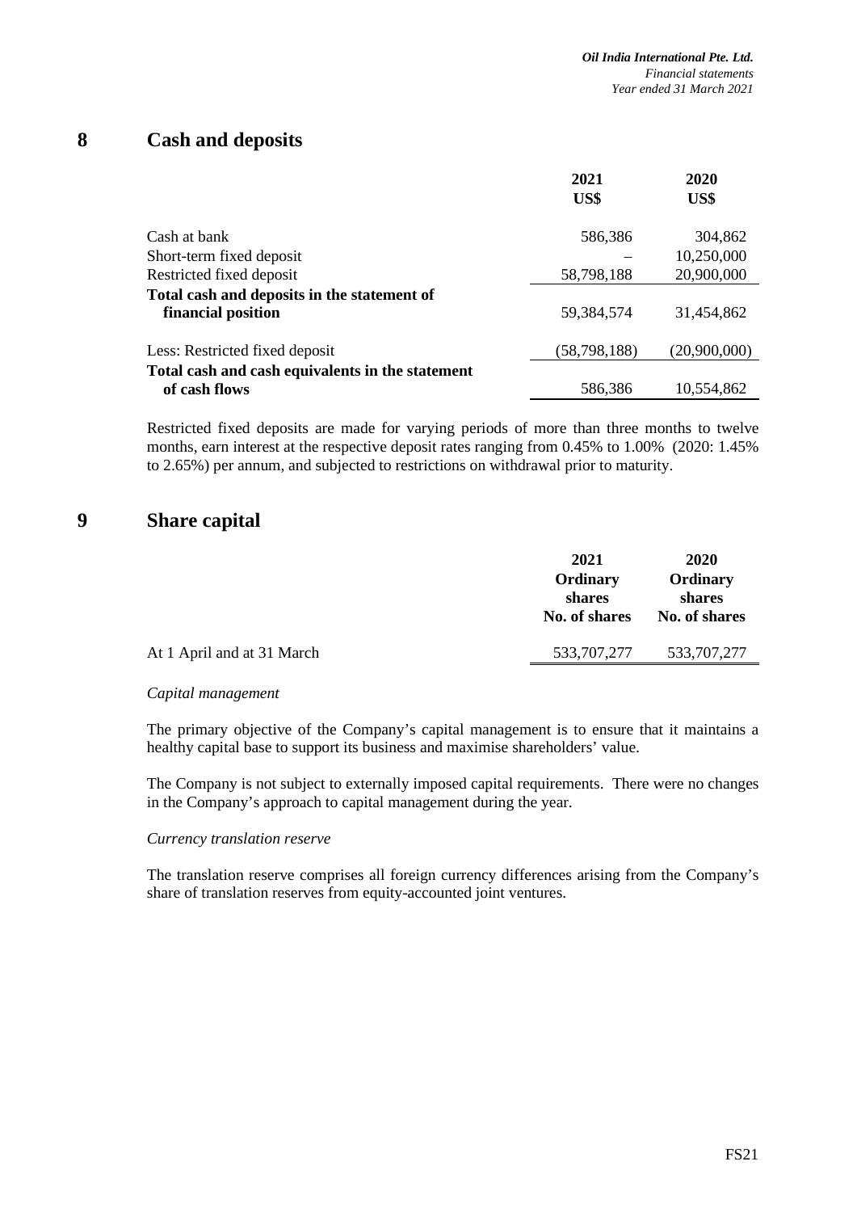## 8 Cash and deposits

| | 2021<br>US$ | 2020<br>US$ |
|---|---|---|
| Cash at bank | 586,386 | 304,862 |
| Short-term fixed deposit | – | 10,250,000 |
| Restricted fixed deposit | 58,798,188 | 20,900,000 |
| **Total cash and deposits in the statement of financial position** | 59,384,574 | 31,454,862 |
| Less: Restricted fixed deposit | (58,798,188) | (20,900,000) |
| **Total cash and cash equivalents in the statement of cash flows** | 586,386 | 10,554,862 |

Restricted fixed deposits are made for varying periods of more than three months to twelve months, earn interest at the respective deposit rates ranging from 0.45% to 1.00% (2020: 1.45% to 2.65%) per annum, and subjected to restrictions on withdrawal prior to maturity.

## 9 Share capital

| | 2021<br>Ordinary shares<br>No. of shares | 2020<br>Ordinary shares<br>No. of shares |
|---|---|---|
| At 1 April and at 31 March | 533,707,277 | 533,707,277 |

*Capital management*

The primary objective of the Company's capital management is to ensure that it maintains a healthy capital base to support its business and maximise shareholders' value.

The Company is not subject to externally imposed capital requirements. There were no changes in the Company's approach to capital management during the year.

*Currency translation reserve*

The translation reserve comprises all foreign currency differences arising from the Company's share of translation reserves from equity-accounted joint ventures.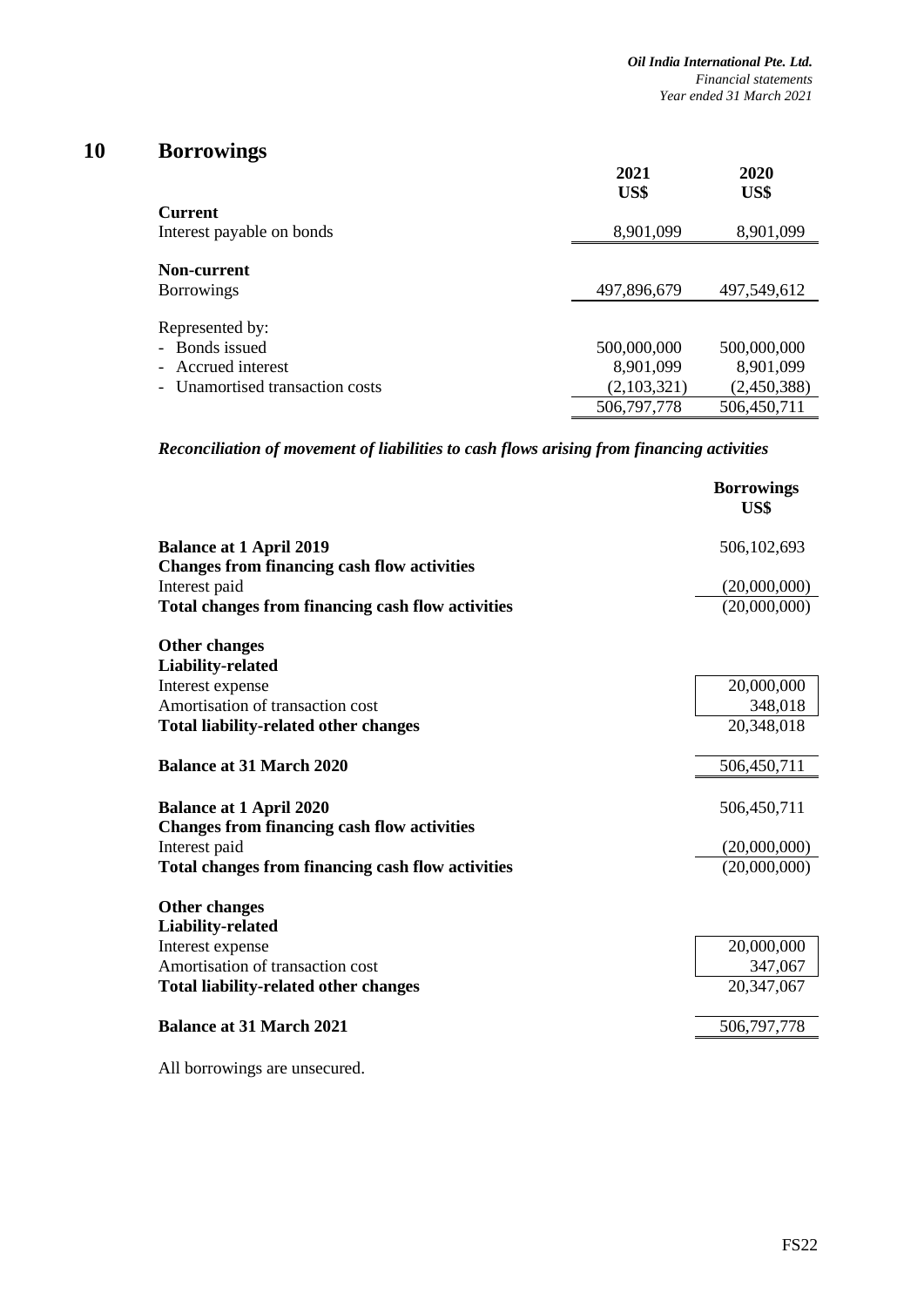# 10 Borrowings

| | 2021<br>US$ | 2020<br>US$ |
|---|---|---|
| **Current** | | |
| Interest payable on bonds | 8,901,099 | 8,901,099 |
| | | |
| **Non-current** | | |
| Borrowings | 497,896,679 | 497,549,612 |
| | | |
| Represented by: | | |
| - Bonds issued | 500,000,000 | 500,000,000 |
| - Accrued interest | 8,901,099 | 8,901,099 |
| - Unamortised transaction costs | (2,103,321) | (2,450,388) |
| | 506,797,778 | 506,450,711 |

***Reconciliation of movement of liabilities to cash flows arising from financing activities***

| | Borrowings<br>US$ |
|---|---|
| **Balance at 1 April 2019** | 506,102,693 |
| **Changes from financing cash flow activities** | |
| Interest paid | (20,000,000) |
| **Total changes from financing cash flow activities** | (20,000,000) |
| | |
| **Other changes** | |
| **Liability-related** | |
| Interest expense | 20,000,000 |
| Amortisation of transaction cost | 348,018 |
| **Total liability-related other changes** | 20,348,018 |
| | |
| **Balance at 31 March 2020** | 506,450,711 |
| | |
| **Balance at 1 April 2020** | 506,450,711 |
| **Changes from financing cash flow activities** | |
| Interest paid | (20,000,000) |
| **Total changes from financing cash flow activities** | (20,000,000) |
| | |
| **Other changes** | |
| **Liability-related** | |
| Interest expense | 20,000,000 |
| Amortisation of transaction cost | 347,067 |
| **Total liability-related other changes** | 20,347,067 |
| | |
| **Balance at 31 March 2021** | 506,797,778 |

All borrowings are unsecured.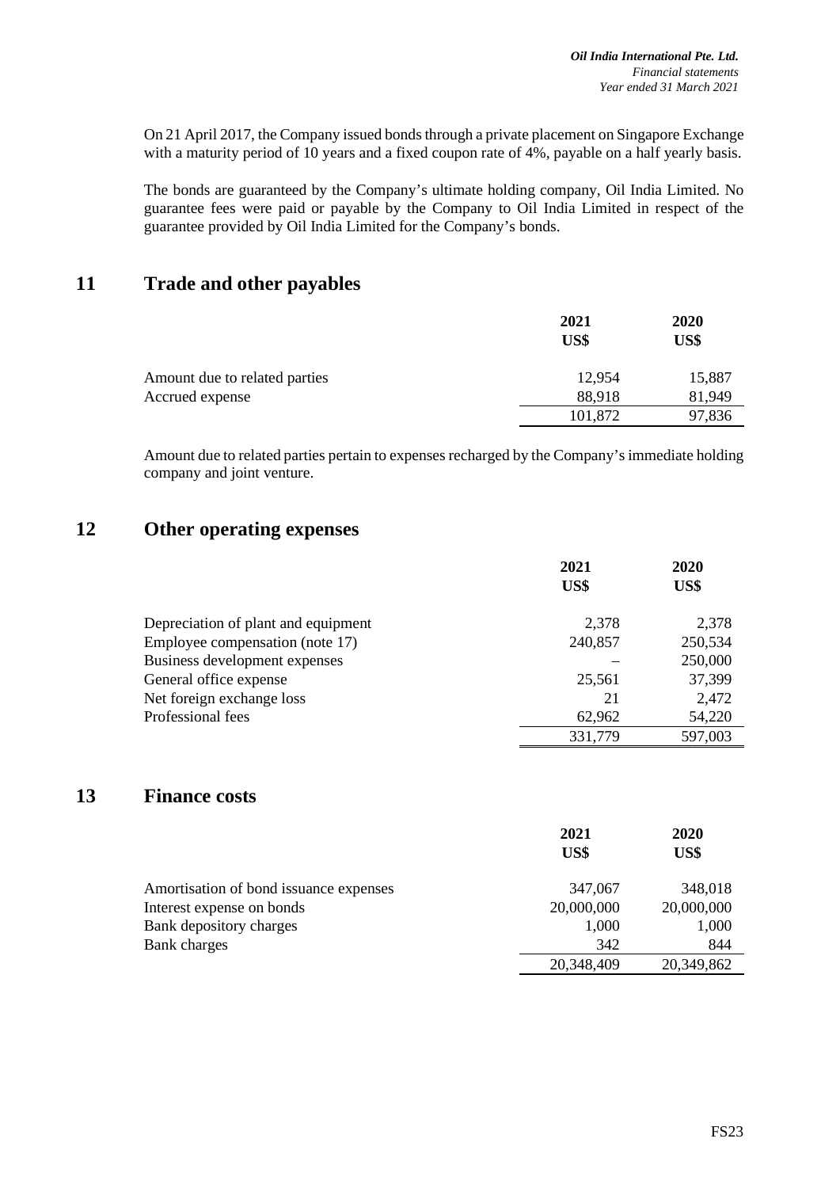On 21 April 2017, the Company issued bonds through a private placement on Singapore Exchange with a maturity period of 10 years and a fixed coupon rate of 4%, payable on a half yearly basis.

The bonds are guaranteed by the Company's ultimate holding company, Oil India Limited. No guarantee fees were paid or payable by the Company to Oil India Limited in respect of the guarantee provided by Oil India Limited for the Company's bonds.

## 11 Trade and other payables

| | 2021<br>US$ | 2020<br>US$ |
|---|---|---|
| Amount due to related parties | 12,954 | 15,887 |
| Accrued expense | 88,918 | 81,949 |
| | 101,872 | 97,836 |

Amount due to related parties pertain to expenses recharged by the Company's immediate holding company and joint venture.

## 12 Other operating expenses

| | 2021<br>US$ | 2020<br>US$ |
|---|---|---|
| Depreciation of plant and equipment | 2,378 | 2,378 |
| Employee compensation (note 17) | 240,857 | 250,534 |
| Business development expenses | – | 250,000 |
| General office expense | 25,561 | 37,399 |
| Net foreign exchange loss | 21 | 2,472 |
| Professional fees | 62,962 | 54,220 |
| | 331,779 | 597,003 |

## 13 Finance costs

| | 2021<br>US$ | 2020<br>US$ |
|---|---|---|
| Amortisation of bond issuance expenses | 347,067 | 348,018 |
| Interest expense on bonds | 20,000,000 | 20,000,000 |
| Bank depository charges | 1,000 | 1,000 |
| Bank charges | 342 | 844 |
| | 20,348,409 | 20,349,862 |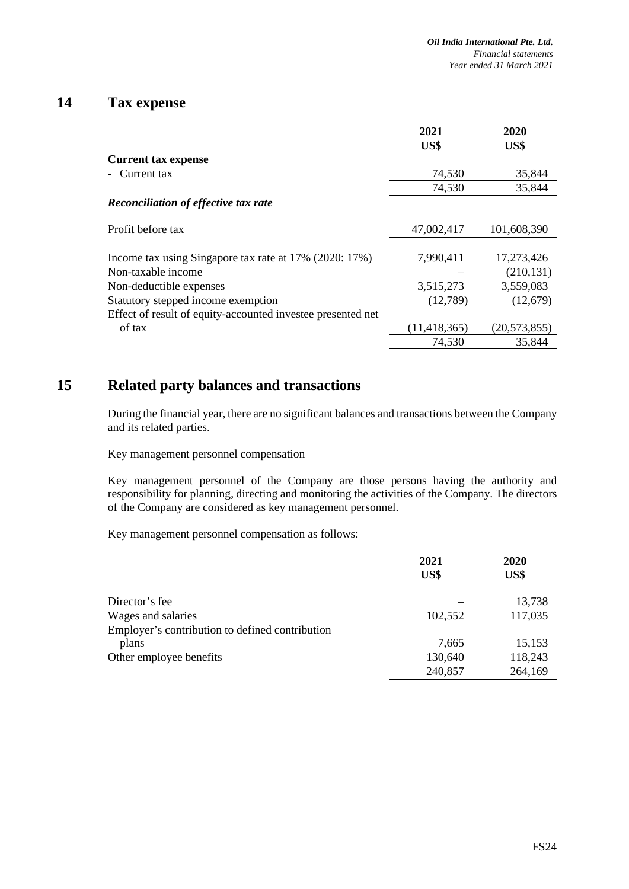## 14 Tax expense

| | 2021 US$ | 2020 US$ |
|---|---|---|
| **Current tax expense** | | |
| - Current tax | 74,530 | 35,844 |
| | 74,530 | 35,844 |
| ***Reconciliation of effective tax rate*** | | |
| Profit before tax | 47,002,417 | 101,608,390 |
| Income tax using Singapore tax rate at 17% (2020: 17%) | 7,990,411 | 17,273,426 |
| Non-taxable income | – | (210,131) |
| Non-deductible expenses | 3,515,273 | 3,559,083 |
| Statutory stepped income exemption | (12,789) | (12,679) |
| Effect of result of equity-accounted investee presented net of tax | (11,418,365) | (20,573,855) |
| | 74,530 | 35,844 |

## 15 Related party balances and transactions

During the financial year, there are no significant balances and transactions between the Company and its related parties.

Key management personnel compensation

Key management personnel of the Company are those persons having the authority and responsibility for planning, directing and monitoring the activities of the Company. The directors of the Company are considered as key management personnel.

Key management personnel compensation as follows:

| | 2021 US$ | 2020 US$ |
|---|---|---|
| Director's fee | – | 13,738 |
| Wages and salaries | 102,552 | 117,035 |
| Employer's contribution to defined contribution plans | 7,665 | 15,153 |
| Other employee benefits | 130,640 | 118,243 |
| | 240,857 | 264,169 |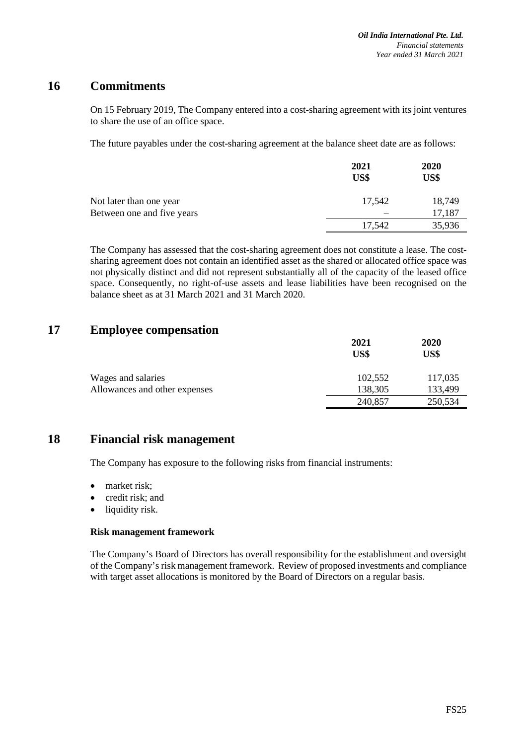## 16 Commitments

On 15 February 2019, The Company entered into a cost-sharing agreement with its joint ventures to share the use of an office space.

The future payables under the cost-sharing agreement at the balance sheet date are as follows:

| | 2021 US$ | 2020 US$ |
|---|---|---|
| Not later than one year | 17,542 | 18,749 |
| Between one and five years | – | 17,187 |
| | 17,542 | 35,936 |

The Company has assessed that the cost-sharing agreement does not constitute a lease. The cost-sharing agreement does not contain an identified asset as the shared or allocated office space was not physically distinct and did not represent substantially all of the capacity of the leased office space. Consequently, no right-of-use assets and lease liabilities have been recognised on the balance sheet as at 31 March 2021 and 31 March 2020.

## 17 Employee compensation

| | 2021 US$ | 2020 US$ |
|---|---|---|
| Wages and salaries | 102,552 | 117,035 |
| Allowances and other expenses | 138,305 | 133,499 |
| | 240,857 | 250,534 |

## 18 Financial risk management

The Company has exposure to the following risks from financial instruments:

- market risk;
- credit risk; and
- liquidity risk.

**Risk management framework**

The Company's Board of Directors has overall responsibility for the establishment and oversight of the Company's risk management framework. Review of proposed investments and compliance with target asset allocations is monitored by the Board of Directors on a regular basis.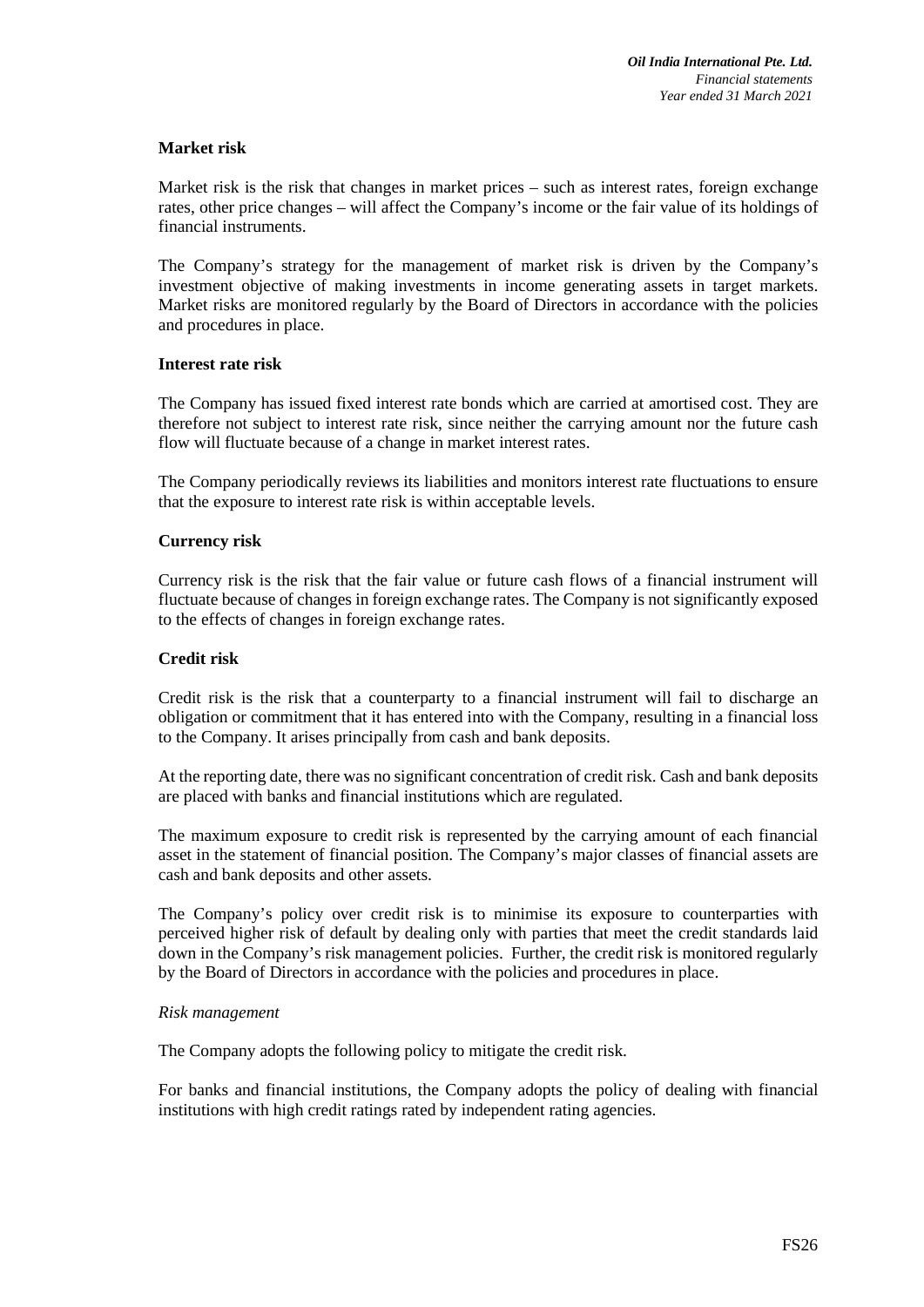**Market risk**

Market risk is the risk that changes in market prices – such as interest rates, foreign exchange rates, other price changes – will affect the Company's income or the fair value of its holdings of financial instruments.

The Company's strategy for the management of market risk is driven by the Company's investment objective of making investments in income generating assets in target markets. Market risks are monitored regularly by the Board of Directors in accordance with the policies and procedures in place.

**Interest rate risk**

The Company has issued fixed interest rate bonds which are carried at amortised cost. They are therefore not subject to interest rate risk, since neither the carrying amount nor the future cash flow will fluctuate because of a change in market interest rates.

The Company periodically reviews its liabilities and monitors interest rate fluctuations to ensure that the exposure to interest rate risk is within acceptable levels.

**Currency risk**

Currency risk is the risk that the fair value or future cash flows of a financial instrument will fluctuate because of changes in foreign exchange rates. The Company is not significantly exposed to the effects of changes in foreign exchange rates.

**Credit risk**

Credit risk is the risk that a counterparty to a financial instrument will fail to discharge an obligation or commitment that it has entered into with the Company, resulting in a financial loss to the Company. It arises principally from cash and bank deposits.

At the reporting date, there was no significant concentration of credit risk. Cash and bank deposits are placed with banks and financial institutions which are regulated.

The maximum exposure to credit risk is represented by the carrying amount of each financial asset in the statement of financial position. The Company's major classes of financial assets are cash and bank deposits and other assets.

The Company's policy over credit risk is to minimise its exposure to counterparties with perceived higher risk of default by dealing only with parties that meet the credit standards laid down in the Company's risk management policies. Further, the credit risk is monitored regularly by the Board of Directors in accordance with the policies and procedures in place.

*Risk management*

The Company adopts the following policy to mitigate the credit risk.

For banks and financial institutions, the Company adopts the policy of dealing with financial institutions with high credit ratings rated by independent rating agencies.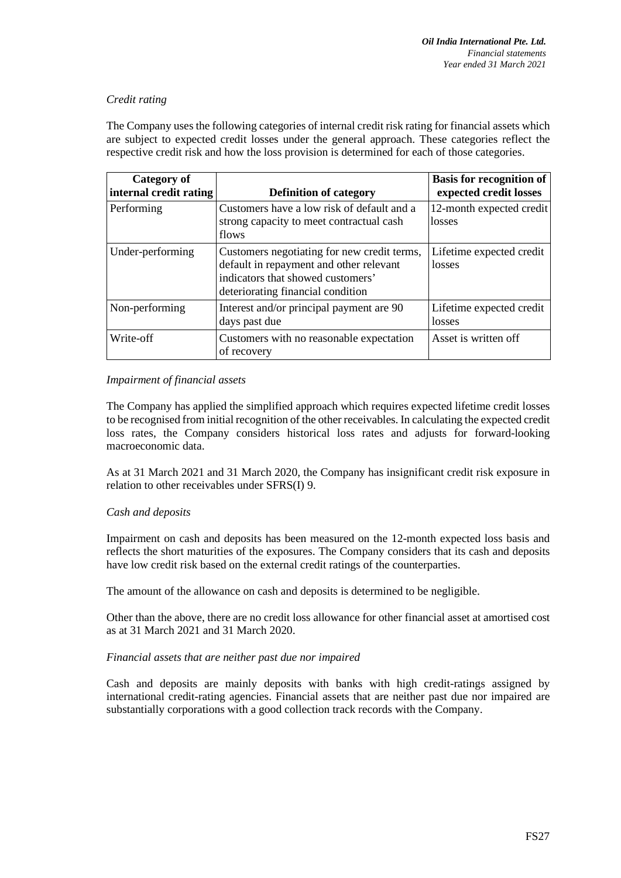*Credit rating*

The Company uses the following categories of internal credit risk rating for financial assets which are subject to expected credit losses under the general approach. These categories reflect the respective credit risk and how the loss provision is determined for each of those categories.

| Category of internal credit rating | Definition of category | Basis for recognition of expected credit losses |
|---|---|---|
| Performing | Customers have a low risk of default and a strong capacity to meet contractual cash flows | 12-month expected credit losses |
| Under-performing | Customers negotiating for new credit terms, default in repayment and other relevant indicators that showed customers' deteriorating financial condition | Lifetime expected credit losses |
| Non-performing | Interest and/or principal payment are 90 days past due | Lifetime expected credit losses |
| Write-off | Customers with no reasonable expectation of recovery | Asset is written off |

*Impairment of financial assets*

The Company has applied the simplified approach which requires expected lifetime credit losses to be recognised from initial recognition of the other receivables. In calculating the expected credit loss rates, the Company considers historical loss rates and adjusts for forward-looking macroeconomic data.

As at 31 March 2021 and 31 March 2020, the Company has insignificant credit risk exposure in relation to other receivables under SFRS(I) 9.

*Cash and deposits*

Impairment on cash and deposits has been measured on the 12-month expected loss basis and reflects the short maturities of the exposures. The Company considers that its cash and deposits have low credit risk based on the external credit ratings of the counterparties.

The amount of the allowance on cash and deposits is determined to be negligible.

Other than the above, there are no credit loss allowance for other financial asset at amortised cost as at 31 March 2021 and 31 March 2020.

*Financial assets that are neither past due nor impaired*

Cash and deposits are mainly deposits with banks with high credit-ratings assigned by international credit-rating agencies. Financial assets that are neither past due nor impaired are substantially corporations with a good collection track records with the Company.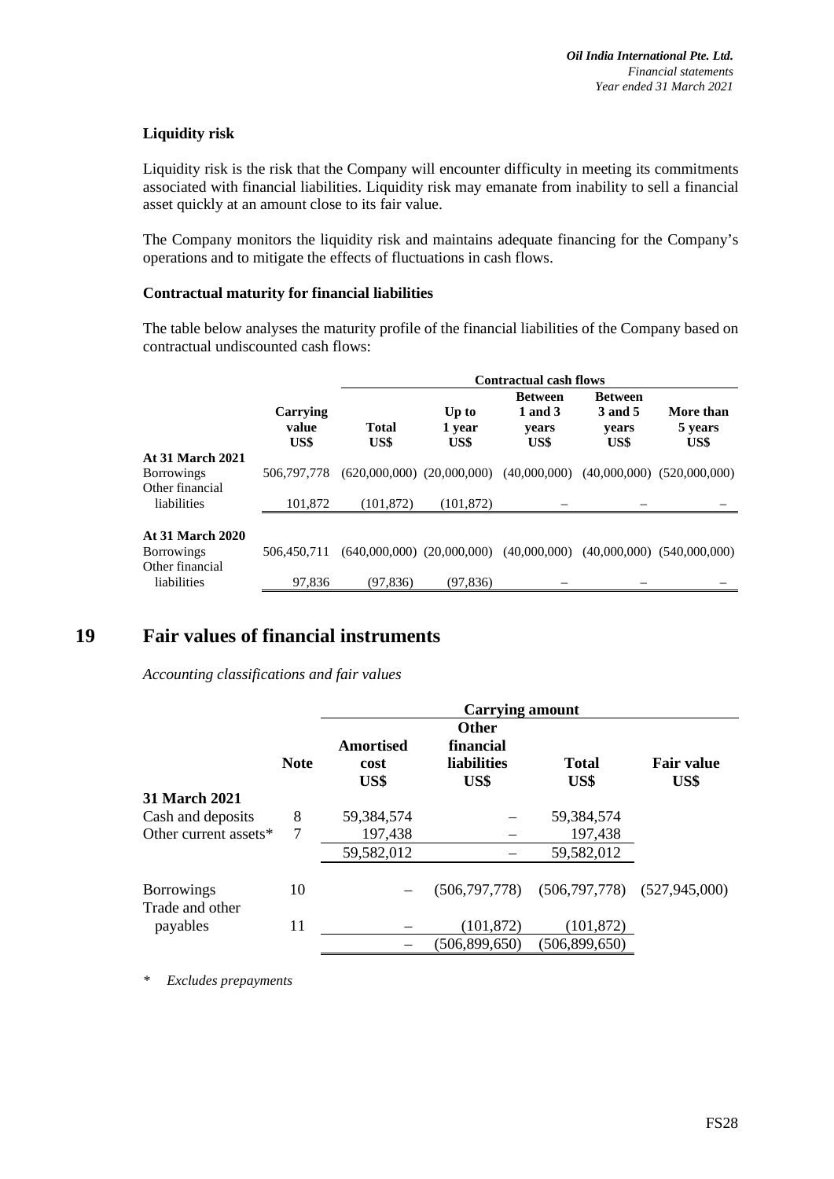### Liquidity risk

Liquidity risk is the risk that the Company will encounter difficulty in meeting its commitments associated with financial liabilities. Liquidity risk may emanate from inability to sell a financial asset quickly at an amount close to its fair value.

The Company monitors the liquidity risk and maintains adequate financing for the Company's operations and to mitigate the effects of fluctuations in cash flows.

### Contractual maturity for financial liabilities

The table below analyses the maturity profile of the financial liabilities of the Company based on contractual undiscounted cash flows:

| | | Contractual cash flows | | | | |
|---|---|---|---|---|---|---|
| | Carrying value US$ | Total US$ | Up to 1 year US$ | Between 1 and 3 years US$ | Between 3 and 5 years US$ | More than 5 years US$ |
| **At 31 March 2021** | | | | | | |
| Borrowings | 506,797,778 | (620,000,000) | (20,000,000) | (40,000,000) | (40,000,000) | (520,000,000) |
| Other financial liabilities | 101,872 | (101,872) | (101,872) | – | – | – |
| **At 31 March 2020** | | | | | | |
| Borrowings | 506,450,711 | (640,000,000) | (20,000,000) | (40,000,000) | (40,000,000) | (540,000,000) |
| Other financial liabilities | 97,836 | (97,836) | (97,836) | – | – | – |

## 19 Fair values of financial instruments

*Accounting classifications and fair values*

| | | Carrying amount | | | |
|---|---|---|---|---|---|
| | Note | Amortised cost US$ | Other financial liabilities US$ | Total US$ | Fair value US$ |
| **31 March 2021** | | | | | |
| Cash and deposits | 8 | 59,384,574 | – | 59,384,574 | |
| Other current assets* | 7 | 197,438 | – | 197,438 | |
| | | 59,582,012 | – | 59,582,012 | |
| Borrowings | 10 | – | (506,797,778) | (506,797,778) | (527,945,000) |
| Trade and other payables | 11 | – | (101,872) | (101,872) | |
| | | – | (506,899,650) | (506,899,650) | |

\* *Excludes prepayments*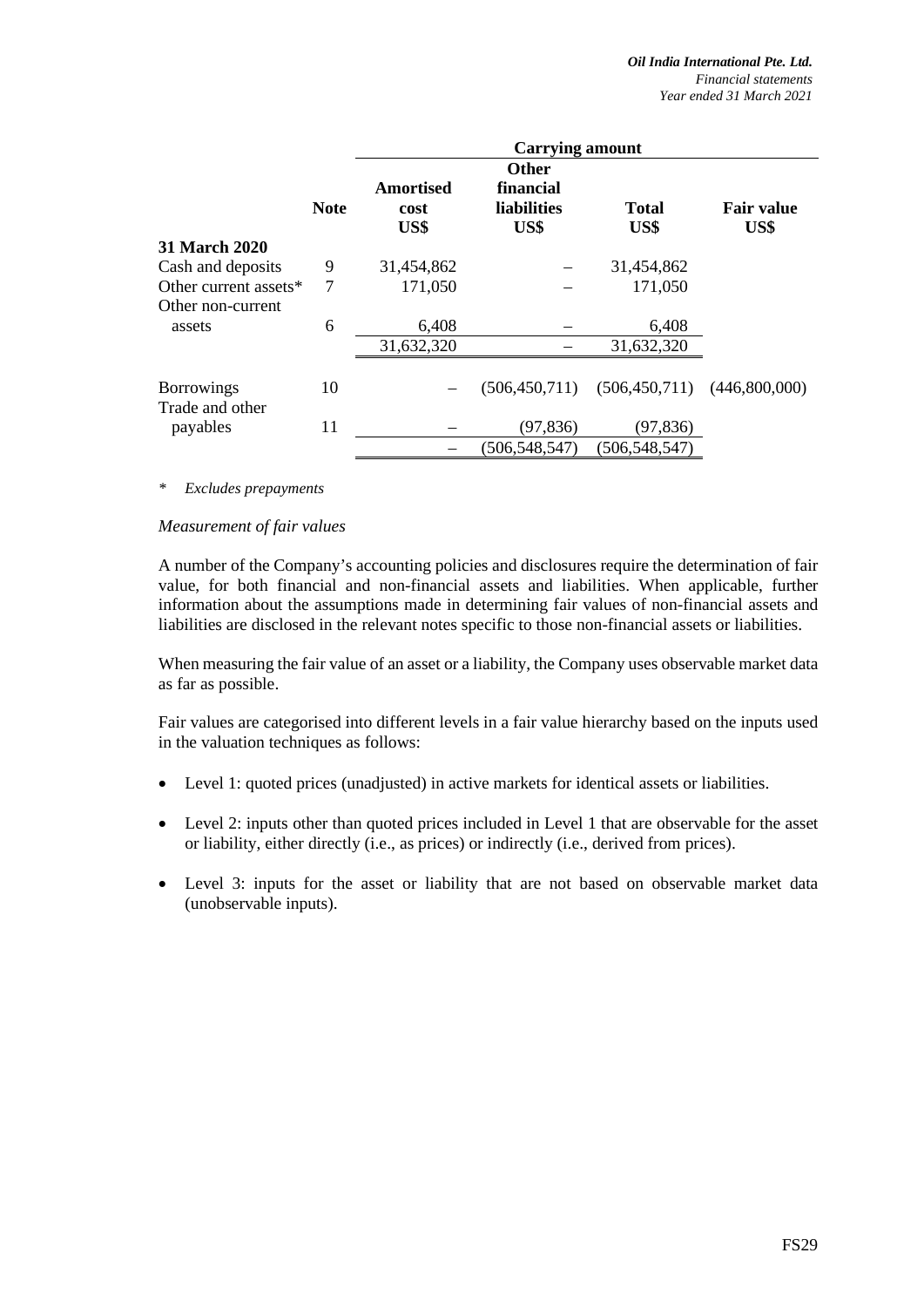| | | Carrying amount | | | |
|---|---|---|---|---|---|
| | **Note** | **Amortised cost US$** | **Other financial liabilities US$** | **Total US$** | **Fair value US$** |
| **31 March 2020** | | | | | |
| Cash and deposits | 9 | 31,454,862 | – | 31,454,862 | |
| Other current assets* | 7 | 171,050 | – | 171,050 | |
| Other non-current assets | 6 | 6,408 | – | 6,408 | |
| | | 31,632,320 | – | 31,632,320 | |
| Borrowings | 10 | – | (506,450,711) | (506,450,711) | (446,800,000) |
| Trade and other payables | 11 | – | (97,836) | (97,836) | |
| | | – | (506,548,547) | (506,548,547) | |

* *Excludes prepayments*

*Measurement of fair values*

A number of the Company's accounting policies and disclosures require the determination of fair value, for both financial and non-financial assets and liabilities. When applicable, further information about the assumptions made in determining fair values of non-financial assets and liabilities are disclosed in the relevant notes specific to those non-financial assets or liabilities.

When measuring the fair value of an asset or a liability, the Company uses observable market data as far as possible.

Fair values are categorised into different levels in a fair value hierarchy based on the inputs used in the valuation techniques as follows:

- Level 1: quoted prices (unadjusted) in active markets for identical assets or liabilities.
- Level 2: inputs other than quoted prices included in Level 1 that are observable for the asset or liability, either directly (i.e., as prices) or indirectly (i.e., derived from prices).
- Level 3: inputs for the asset or liability that are not based on observable market data (unobservable inputs).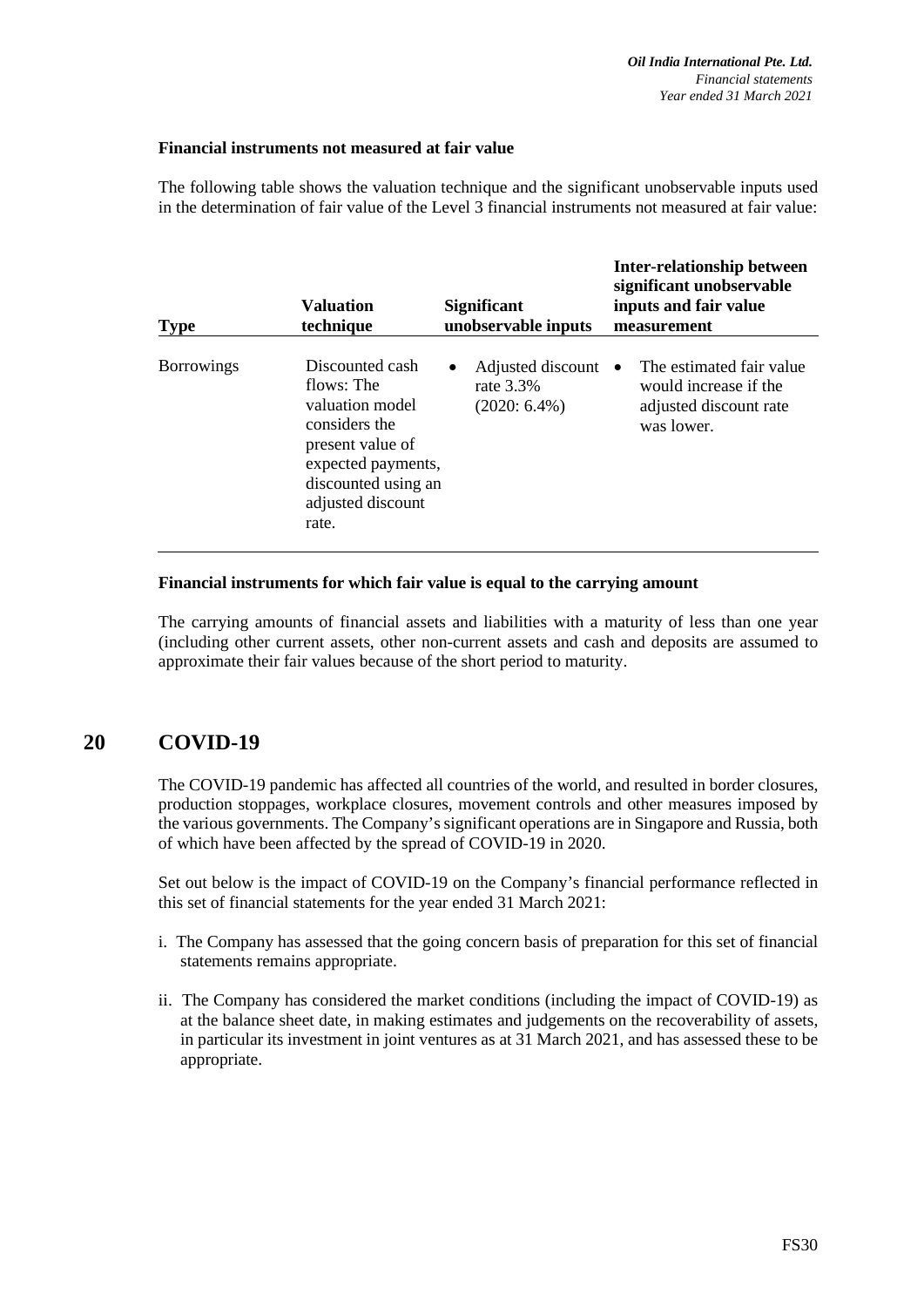**Financial instruments not measured at fair value**

The following table shows the valuation technique and the significant unobservable inputs used in the determination of fair value of the Level 3 financial instruments not measured at fair value:

| Type | Valuation technique | Significant unobservable inputs | Inter-relationship between significant unobservable inputs and fair value measurement |
|---|---|---|---|
| Borrowings | Discounted cash flows: The valuation model considers the present value of expected payments, discounted using an adjusted discount rate. | • Adjusted discount rate 3.3% (2020: 6.4%) | • The estimated fair value would increase if the adjusted discount rate was lower. |

**Financial instruments for which fair value is equal to the carrying amount**

The carrying amounts of financial assets and liabilities with a maturity of less than one year (including other current assets, other non-current assets and cash and deposits are assumed to approximate their fair values because of the short period to maturity.

## 20 COVID-19

The COVID-19 pandemic has affected all countries of the world, and resulted in border closures, production stoppages, workplace closures, movement controls and other measures imposed by the various governments. The Company's significant operations are in Singapore and Russia, both of which have been affected by the spread of COVID-19 in 2020.

Set out below is the impact of COVID-19 on the Company's financial performance reflected in this set of financial statements for the year ended 31 March 2021:

i. The Company has assessed that the going concern basis of preparation for this set of financial statements remains appropriate.

ii. The Company has considered the market conditions (including the impact of COVID-19) as at the balance sheet date, in making estimates and judgements on the recoverability of assets, in particular its investment in joint ventures as at 31 March 2021, and has assessed these to be appropriate.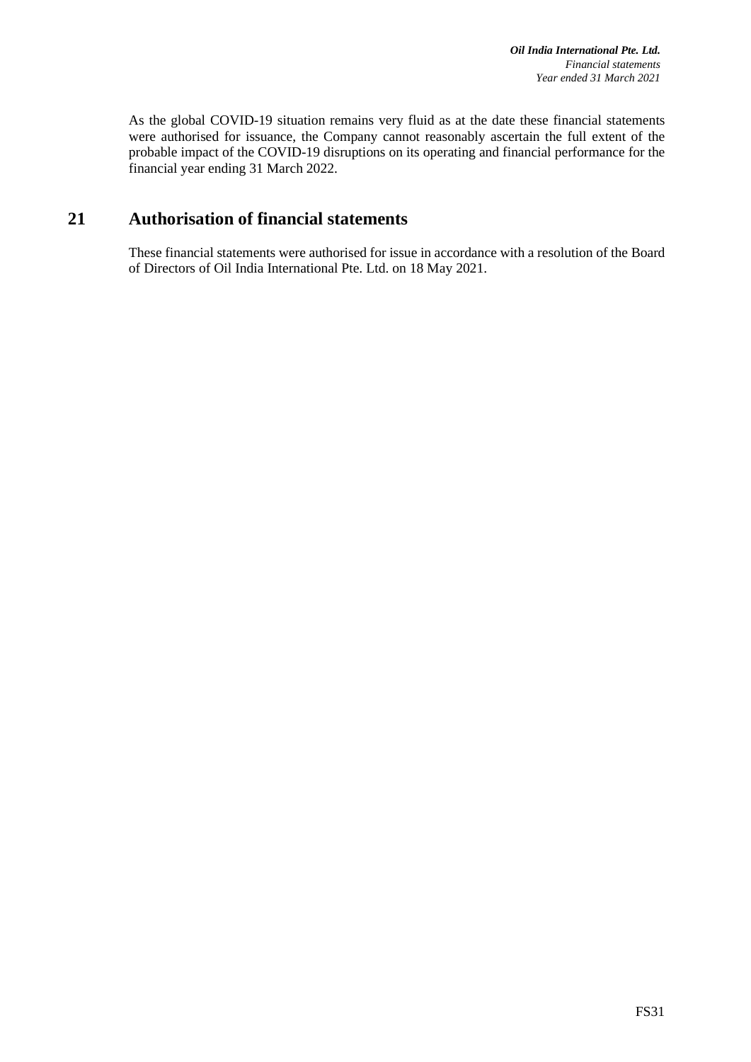As the global COVID-19 situation remains very fluid as at the date these financial statements were authorised for issuance, the Company cannot reasonably ascertain the full extent of the probable impact of the COVID-19 disruptions on its operating and financial performance for the financial year ending 31 March 2022.

## 21 Authorisation of financial statements

These financial statements were authorised for issue in accordance with a resolution of the Board of Directors of Oil India International Pte. Ltd. on 18 May 2021.